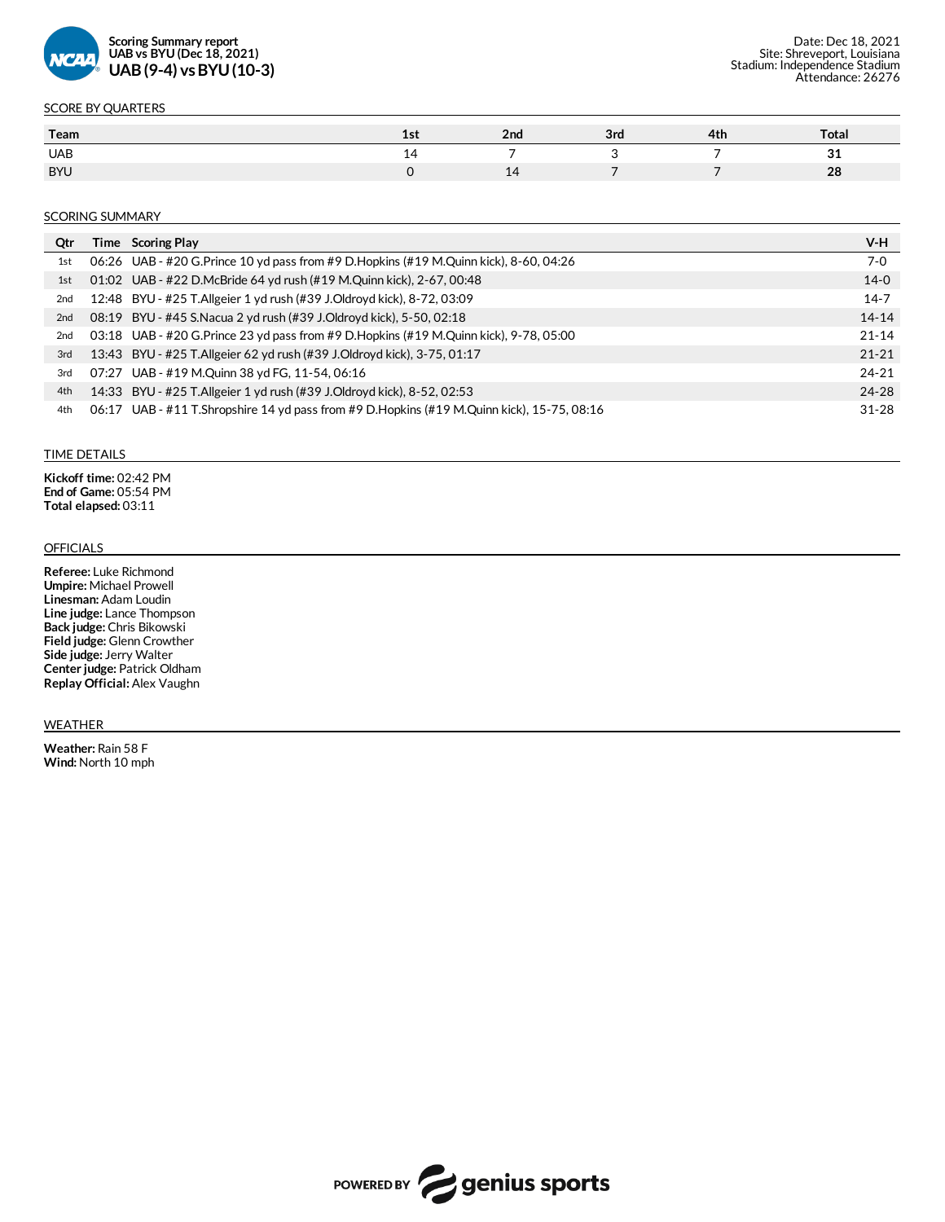**Scoring Summary report**
**UAB vs BYU (Dec 18, 2021)**
**UAB (9-4) vs BYU (10-3)**

Date: Dec 18, 2021
Site: Shreveport, Louisiana
Stadium: Independence Stadium
Attendance: 26276

## SCORE BY QUARTERS

| Team | 1st | 2nd | 3rd | 4th | Total |
|---|---|---|---|---|---|
| UAB | 14 | 7 | 3 | 7 | **31** |
| BYU | 0 | 14 | 7 | 7 | **28** |

## SCORING SUMMARY

| Qtr | Time | Scoring Play | V-H |
|---|---|---|---|
| 1st | 06:26 | UAB - #20 G.Prince 10 yd pass from #9 D.Hopkins (#19 M.Quinn kick), 8-60, 04:26 | 7-0 |
| 1st | 01:02 | UAB - #22 D.McBride 64 yd rush (#19 M.Quinn kick), 2-67, 00:48 | 14-0 |
| 2nd | 12:48 | BYU - #25 T.Allgeier 1 yd rush (#39 J.Oldroyd kick), 8-72, 03:09 | 14-7 |
| 2nd | 08:19 | BYU - #45 S.Nacua 2 yd rush (#39 J.Oldroyd kick), 5-50, 02:18 | 14-14 |
| 2nd | 03:18 | UAB - #20 G.Prince 23 yd pass from #9 D.Hopkins (#19 M.Quinn kick), 9-78, 05:00 | 21-14 |
| 3rd | 13:43 | BYU - #25 T.Allgeier 62 yd rush (#39 J.Oldroyd kick), 3-75, 01:17 | 21-21 |
| 3rd | 07:27 | UAB - #19 M.Quinn 38 yd FG, 11-54, 06:16 | 24-21 |
| 4th | 14:33 | BYU - #25 T.Allgeier 1 yd rush (#39 J.Oldroyd kick), 8-52, 02:53 | 24-28 |
| 4th | 06:17 | UAB - #11 T.Shropshire 14 yd pass from #9 D.Hopkins (#19 M.Quinn kick), 15-75, 08:16 | 31-28 |

## TIME DETAILS

**Kickoff time:** 02:42 PM
**End of Game:** 05:54 PM
**Total elapsed:** 03:11

## OFFICIALS

**Referee:** Luke Richmond
**Umpire:** Michael Prowell
**Linesman:** Adam Loudin
**Line judge:** Lance Thompson
**Back judge:** Chris Bikowski
**Field judge:** Glenn Crowther
**Side judge:** Jerry Walter
**Center judge:** Patrick Oldham
**Replay Official:** Alex Vaughn

## WEATHER

**Weather:** Rain 58 F
**Wind:** North 10 mph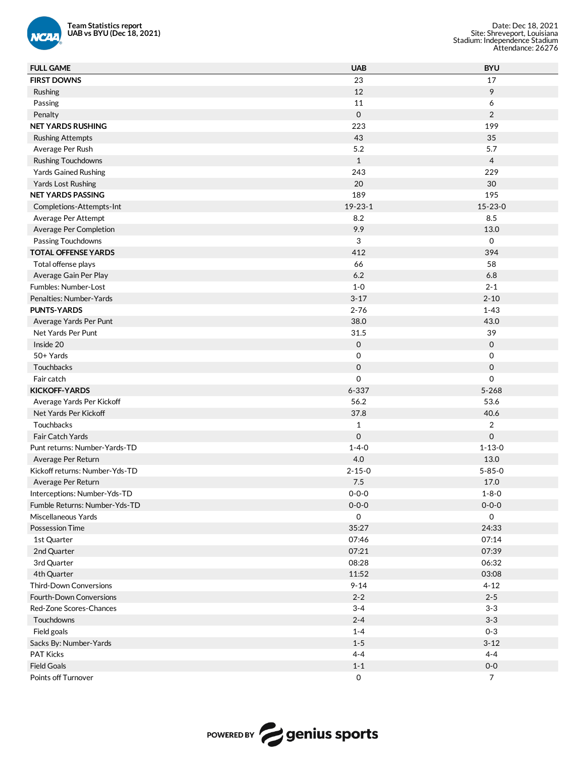**Team Statistics report**
**UAB vs BYU (Dec 18, 2021)**

Date: Dec 18, 2021
Site: Shreveport, Louisiana
Stadium: Independence Stadium
Attendance: 26276

| FULL GAME | UAB | BYU |
|---|---|---|
| **FIRST DOWNS** | 23 | 17 |
| Rushing | 12 | 9 |
| Passing | 11 | 6 |
| Penalty | 0 | 2 |
| **NET YARDS RUSHING** | 223 | 199 |
| Rushing Attempts | 43 | 35 |
| Average Per Rush | 5.2 | 5.7 |
| Rushing Touchdowns | 1 | 4 |
| Yards Gained Rushing | 243 | 229 |
| Yards Lost Rushing | 20 | 30 |
| **NET YARDS PASSING** | 189 | 195 |
| Completions-Attempts-Int | 19-23-1 | 15-23-0 |
| Average Per Attempt | 8.2 | 8.5 |
| Average Per Completion | 9.9 | 13.0 |
| Passing Touchdowns | 3 | 0 |
| **TOTAL OFFENSE YARDS** | 412 | 394 |
| Total offense plays | 66 | 58 |
| Average Gain Per Play | 6.2 | 6.8 |
| Fumbles: Number-Lost | 1-0 | 2-1 |
| Penalties: Number-Yards | 3-17 | 2-10 |
| **PUNTS-YARDS** | 2-76 | 1-43 |
| Average Yards Per Punt | 38.0 | 43.0 |
| Net Yards Per Punt | 31.5 | 39 |
| Inside 20 | 0 | 0 |
| 50+ Yards | 0 | 0 |
| Touchbacks | 0 | 0 |
| Fair catch | 0 | 0 |
| **KICKOFF-YARDS** | 6-337 | 5-268 |
| Average Yards Per Kickoff | 56.2 | 53.6 |
| Net Yards Per Kickoff | 37.8 | 40.6 |
| Touchbacks | 1 | 2 |
| Fair Catch Yards | 0 | 0 |
| Punt returns: Number-Yards-TD | 1-4-0 | 1-13-0 |
| Average Per Return | 4.0 | 13.0 |
| Kickoff returns: Number-Yds-TD | 2-15-0 | 5-85-0 |
| Average Per Return | 7.5 | 17.0 |
| Interceptions: Number-Yds-TD | 0-0-0 | 1-8-0 |
| Fumble Returns: Number-Yds-TD | 0-0-0 | 0-0-0 |
| Miscellaneous Yards | 0 | 0 |
| Possession Time | 35:27 | 24:33 |
| 1st Quarter | 07:46 | 07:14 |
| 2nd Quarter | 07:21 | 07:39 |
| 3rd Quarter | 08:28 | 06:32 |
| 4th Quarter | 11:52 | 03:08 |
| Third-Down Conversions | 9-14 | 4-12 |
| Fourth-Down Conversions | 2-2 | 2-5 |
| Red-Zone Scores-Chances | 3-4 | 3-3 |
| Touchdowns | 2-4 | 3-3 |
| Field goals | 1-4 | 0-3 |
| Sacks By: Number-Yards | 1-5 | 3-12 |
| PAT Kicks | 4-4 | 4-4 |
| Field Goals | 1-1 | 0-0 |
| Points off Turnover | 0 | 7 |

POWERED BY genius sports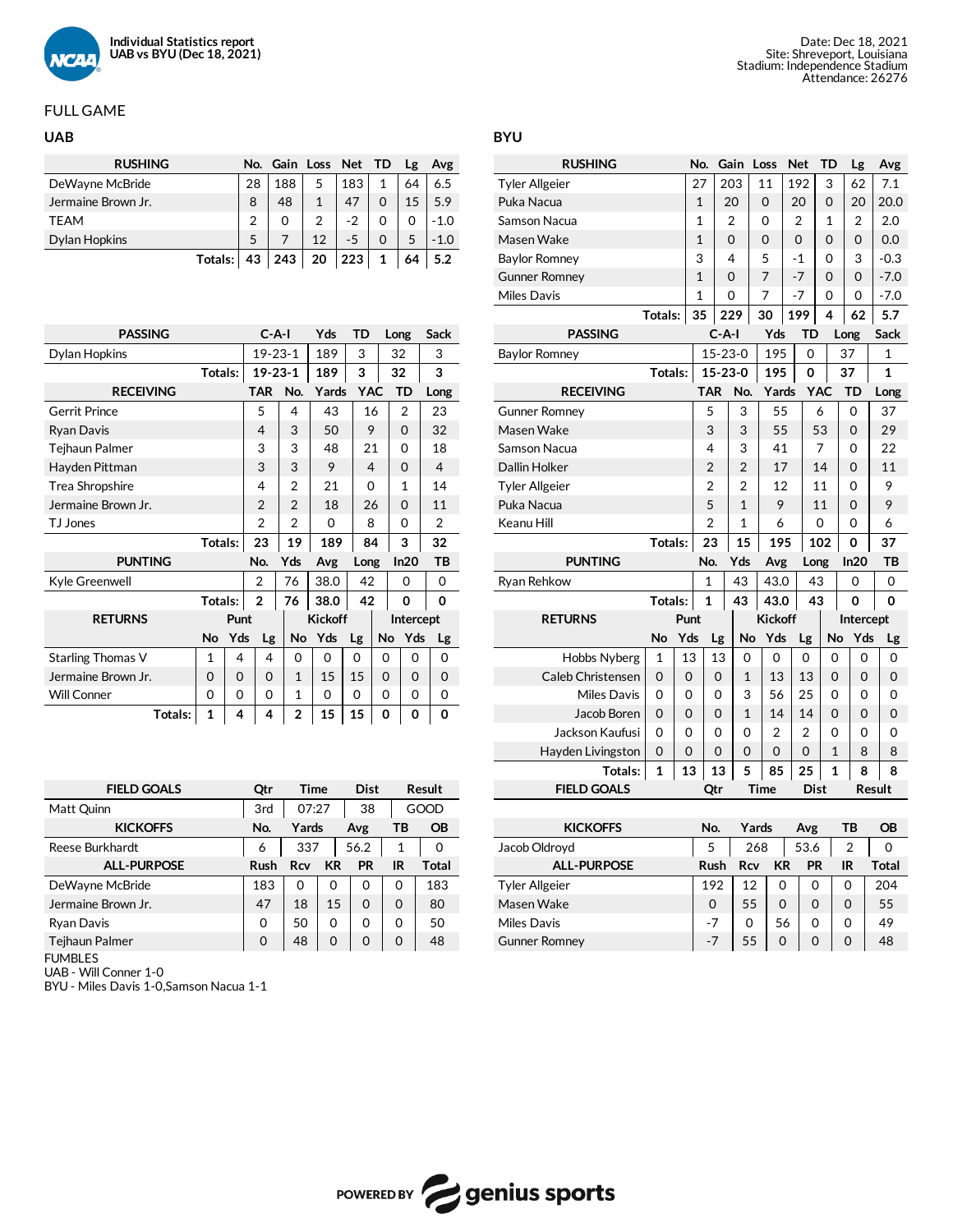**Individual Statistics report**
**UAB vs BYU (Dec 18, 2021)**

Date: Dec 18, 2021
Site: Shreveport, Louisiana
Stadium: Independence Stadium
Attendance: 26276

## FULL GAME

### UAB

| RUSHING | No. | Gain | Loss | Net | TD | Lg | Avg |
|---|---|---|---|---|---|---|---|
| DeWayne McBride | 28 | 188 | 5 | 183 | 1 | 64 | 6.5 |
| Jermaine Brown Jr. | 8 | 48 | 1 | 47 | 0 | 15 | 5.9 |
| TEAM | 2 | 0 | 2 | -2 | 0 | 0 | -1.0 |
| Dylan Hopkins | 5 | 7 | 12 | -5 | 0 | 5 | -1.0 |
| Totals: | 43 | 243 | 20 | 223 | 1 | 64 | 5.2 |

| PASSING | C-A-I | Yds | TD | Long | Sack |
|---|---|---|---|---|---|
| Dylan Hopkins | 19-23-1 | 189 | 3 | 32 | 3 |
| Totals: | 19-23-1 | 189 | 3 | 32 | 3 |

| RECEIVING | TAR | No. | Yards | YAC | TD | Long |
|---|---|---|---|---|---|---|
| Gerrit Prince | 5 | 4 | 43 | 16 | 2 | 23 |
| Ryan Davis | 4 | 3 | 50 | 9 | 0 | 32 |
| Tejhaun Palmer | 3 | 3 | 48 | 21 | 0 | 18 |
| Hayden Pittman | 3 | 3 | 9 | 4 | 0 | 4 |
| Trea Shropshire | 4 | 2 | 21 | 0 | 1 | 14 |
| Jermaine Brown Jr. | 2 | 2 | 18 | 26 | 0 | 11 |
| TJ Jones | 2 | 2 | 0 | 8 | 0 | 2 |
| Totals: | 23 | 19 | 189 | 84 | 3 | 32 |

| PUNTING | No. | Yds | Avg | Long | In20 | TB |
|---|---|---|---|---|---|---|
| Kyle Greenwell | 2 | 76 | 38.0 | 42 | 0 | 0 |
| Totals: | 2 | 76 | 38.0 | 42 | 0 | 0 |

| RETURNS | Punt | | | Kickoff | | | Intercept | | |
|---|---|---|---|---|---|---|---|---|---|
| | No | Yds | Lg | No | Yds | Lg | No | Yds | Lg |
| Starling Thomas V | 1 | 4 | 4 | 0 | 0 | 0 | 0 | 0 | 0 |
| Jermaine Brown Jr. | 0 | 0 | 0 | 1 | 15 | 15 | 0 | 0 | 0 |
| Will Conner | 0 | 0 | 0 | 1 | 0 | 0 | 0 | 0 | 0 |
| Totals: | 1 | 4 | 4 | 2 | 15 | 15 | 0 | 0 | 0 |

| FIELD GOALS | Qtr | Time | Dist | Result |
|---|---|---|---|---|
| Matt Quinn | 3rd | 07:27 | 38 | GOOD |

| KICKOFFS | No. | Yards | Avg | TB | OB |
|---|---|---|---|---|---|
| Reese Burkhardt | 6 | 337 | 56.2 | 1 | 0 |

| ALL-PURPOSE | Rush | Rcv | KR | PR | IR | Total |
|---|---|---|---|---|---|---|
| DeWayne McBride | 183 | 0 | 0 | 0 | 0 | 183 |
| Jermaine Brown Jr. | 47 | 18 | 15 | 0 | 0 | 80 |
| Ryan Davis | 0 | 50 | 0 | 0 | 0 | 50 |
| Tejhaun Palmer | 0 | 48 | 0 | 0 | 0 | 48 |

### BYU

| RUSHING | No. | Gain | Loss | Net | TD | Lg | Avg |
|---|---|---|---|---|---|---|---|
| Tyler Allgeier | 27 | 203 | 11 | 192 | 3 | 62 | 7.1 |
| Puka Nacua | 1 | 20 | 0 | 20 | 0 | 20 | 20.0 |
| Samson Nacua | 1 | 2 | 0 | 2 | 1 | 2 | 2.0 |
| Masen Wake | 1 | 0 | 0 | 0 | 0 | 0 | 0.0 |
| Baylor Romney | 3 | 4 | 5 | -1 | 0 | 3 | -0.3 |
| Gunner Romney | 1 | 0 | 7 | -7 | 0 | 0 | -7.0 |
| Miles Davis | 1 | 0 | 7 | -7 | 0 | 0 | -7.0 |
| Totals: | 35 | 229 | 30 | 199 | 4 | 62 | 5.7 |

| PASSING | C-A-I | Yds | TD | Long | Sack |
|---|---|---|---|---|---|
| Baylor Romney | 15-23-0 | 195 | 0 | 37 | 1 |
| Totals: | 15-23-0 | 195 | 0 | 37 | 1 |

| RECEIVING | TAR | No. | Yards | YAC | TD | Long |
|---|---|---|---|---|---|---|
| Gunner Romney | 5 | 3 | 55 | 6 | 0 | 37 |
| Masen Wake | 3 | 3 | 55 | 53 | 0 | 29 |
| Samson Nacua | 4 | 3 | 41 | 7 | 0 | 22 |
| Dallin Holker | 2 | 2 | 17 | 14 | 0 | 11 |
| Tyler Allgeier | 2 | 2 | 12 | 11 | 0 | 9 |
| Puka Nacua | 5 | 1 | 9 | 11 | 0 | 9 |
| Keanu Hill | 2 | 1 | 6 | 0 | 0 | 6 |
| Totals: | 23 | 15 | 195 | 102 | 0 | 37 |

| PUNTING | No. | Yds | Avg | Long | In20 | TB |
|---|---|---|---|---|---|---|
| Ryan Rehkow | 1 | 43 | 43.0 | 43 | 0 | 0 |
| Totals: | 1 | 43 | 43.0 | 43 | 0 | 0 |

| RETURNS | Punt | | | Kickoff | | | Intercept | | |
|---|---|---|---|---|---|---|---|---|---|
| | No | Yds | Lg | No | Yds | Lg | No | Yds | Lg |
| Hobbs Nyberg | 1 | 13 | 13 | 0 | 0 | 0 | 0 | 0 | 0 |
| Caleb Christensen | 0 | 0 | 0 | 1 | 13 | 13 | 0 | 0 | 0 |
| Miles Davis | 0 | 0 | 0 | 3 | 56 | 25 | 0 | 0 | 0 |
| Jacob Boren | 0 | 0 | 0 | 1 | 14 | 14 | 0 | 0 | 0 |
| Jackson Kaufusi | 0 | 0 | 0 | 0 | 2 | 2 | 0 | 0 | 0 |
| Hayden Livingston | 0 | 0 | 0 | 0 | 0 | 0 | 1 | 8 | 8 |
| Totals: | 1 | 13 | 13 | 5 | 85 | 25 | 1 | 8 | 8 |

| FIELD GOALS | Qtr | Time | Dist | Result |
|---|---|---|---|---|

| KICKOFFS | No. | Yards | Avg | TB | OB |
|---|---|---|---|---|---|
| Jacob Oldroyd | 5 | 268 | 53.6 | 2 | 0 |

| ALL-PURPOSE | Rush | Rcv | KR | PR | IR | Total |
|---|---|---|---|---|---|---|
| Tyler Allgeier | 192 | 12 | 0 | 0 | 0 | 204 |
| Masen Wake | 0 | 55 | 0 | 0 | 0 | 55 |
| Miles Davis | -7 | 0 | 56 | 0 | 0 | 49 |
| Gunner Romney | -7 | 55 | 0 | 0 | 0 | 48 |

FUMBLES
UAB - Will Conner 1-0
BYU - Miles Davis 1-0,Samson Nacua 1-1

POWERED BY genius sports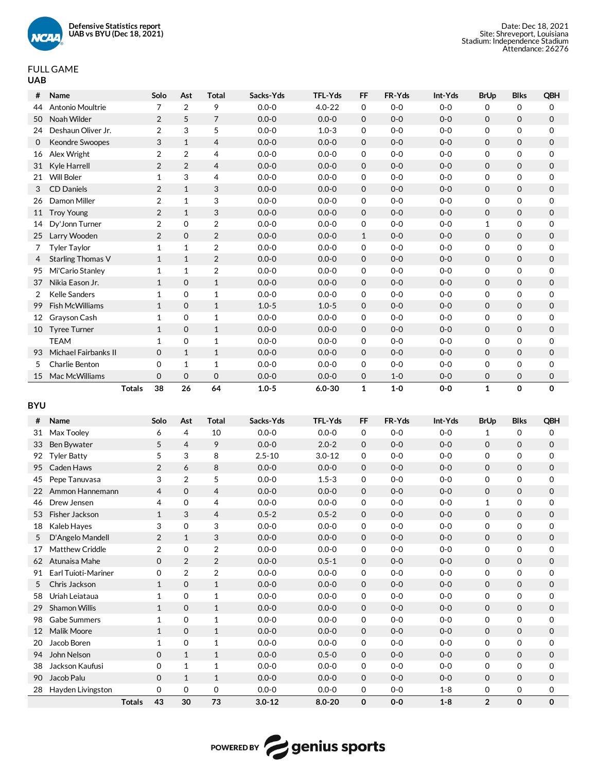Defensive Statistics report
UAB vs BYU (Dec 18, 2021)

Date: Dec 18, 2021
Site: Shreveport, Louisiana
Stadium: Independence Stadium
Attendance: 26276

## FULL GAME

### UAB

| # | Name | Solo | Ast | Total | Sacks-Yds | TFL-Yds | FF | FR-Yds | Int-Yds | BrUp | Blks | QBH |
|---|---|---|---|---|---|---|---|---|---|---|---|---|
| 44 | Antonio Moultrie | 7 | 2 | 9 | 0.0-0 | 4.0-22 | 0 | 0-0 | 0-0 | 0 | 0 | 0 |
| 50 | Noah Wilder | 2 | 5 | 7 | 0.0-0 | 0.0-0 | 0 | 0-0 | 0-0 | 0 | 0 | 0 |
| 24 | Deshaun Oliver Jr. | 2 | 3 | 5 | 0.0-0 | 1.0-3 | 0 | 0-0 | 0-0 | 0 | 0 | 0 |
| 0 | Keondre Swoopes | 3 | 1 | 4 | 0.0-0 | 0.0-0 | 0 | 0-0 | 0-0 | 0 | 0 | 0 |
| 16 | Alex Wright | 2 | 2 | 4 | 0.0-0 | 0.0-0 | 0 | 0-0 | 0-0 | 0 | 0 | 0 |
| 31 | Kyle Harrell | 2 | 2 | 4 | 0.0-0 | 0.0-0 | 0 | 0-0 | 0-0 | 0 | 0 | 0 |
| 21 | Will Boler | 1 | 3 | 4 | 0.0-0 | 0.0-0 | 0 | 0-0 | 0-0 | 0 | 0 | 0 |
| 3 | CD Daniels | 2 | 1 | 3 | 0.0-0 | 0.0-0 | 0 | 0-0 | 0-0 | 0 | 0 | 0 |
| 26 | Damon Miller | 2 | 1 | 3 | 0.0-0 | 0.0-0 | 0 | 0-0 | 0-0 | 0 | 0 | 0 |
| 11 | Troy Young | 2 | 1 | 3 | 0.0-0 | 0.0-0 | 0 | 0-0 | 0-0 | 0 | 0 | 0 |
| 14 | Dy'Jonn Turner | 2 | 0 | 2 | 0.0-0 | 0.0-0 | 0 | 0-0 | 0-0 | 1 | 0 | 0 |
| 25 | Larry Wooden | 2 | 0 | 2 | 0.0-0 | 0.0-0 | 1 | 0-0 | 0-0 | 0 | 0 | 0 |
| 7 | Tyler Taylor | 1 | 1 | 2 | 0.0-0 | 0.0-0 | 0 | 0-0 | 0-0 | 0 | 0 | 0 |
| 4 | Starling Thomas V | 1 | 1 | 2 | 0.0-0 | 0.0-0 | 0 | 0-0 | 0-0 | 0 | 0 | 0 |
| 95 | Mi'Cario Stanley | 1 | 1 | 2 | 0.0-0 | 0.0-0 | 0 | 0-0 | 0-0 | 0 | 0 | 0 |
| 37 | Nikia Eason Jr. | 1 | 0 | 1 | 0.0-0 | 0.0-0 | 0 | 0-0 | 0-0 | 0 | 0 | 0 |
| 2 | Kelle Sanders | 1 | 0 | 1 | 0.0-0 | 0.0-0 | 0 | 0-0 | 0-0 | 0 | 0 | 0 |
| 99 | Fish McWilliams | 1 | 0 | 1 | 1.0-5 | 1.0-5 | 0 | 0-0 | 0-0 | 0 | 0 | 0 |
| 12 | Grayson Cash | 1 | 0 | 1 | 0.0-0 | 0.0-0 | 0 | 0-0 | 0-0 | 0 | 0 | 0 |
| 10 | Tyree Turner | 1 | 0 | 1 | 0.0-0 | 0.0-0 | 0 | 0-0 | 0-0 | 0 | 0 | 0 |
| | TEAM | 1 | 0 | 1 | 0.0-0 | 0.0-0 | 0 | 0-0 | 0-0 | 0 | 0 | 0 |
| 93 | Michael Fairbanks II | 0 | 1 | 1 | 0.0-0 | 0.0-0 | 0 | 0-0 | 0-0 | 0 | 0 | 0 |
| 5 | Charlie Benton | 0 | 1 | 1 | 0.0-0 | 0.0-0 | 0 | 0-0 | 0-0 | 0 | 0 | 0 |
| 15 | Mac McWilliams | 0 | 0 | 0 | 0.0-0 | 0.0-0 | 0 | 1-0 | 0-0 | 0 | 0 | 0 |
| | **Totals** | **38** | **26** | **64** | **1.0-5** | **6.0-30** | **1** | **1-0** | **0-0** | **1** | **0** | **0** |

### BYU

| # | Name | Solo | Ast | Total | Sacks-Yds | TFL-Yds | FF | FR-Yds | Int-Yds | BrUp | Blks | QBH |
|---|---|---|---|---|---|---|---|---|---|---|---|---|
| 31 | Max Tooley | 6 | 4 | 10 | 0.0-0 | 0.0-0 | 0 | 0-0 | 0-0 | 1 | 0 | 0 |
| 33 | Ben Bywater | 5 | 4 | 9 | 0.0-0 | 2.0-2 | 0 | 0-0 | 0-0 | 0 | 0 | 0 |
| 92 | Tyler Batty | 5 | 3 | 8 | 2.5-10 | 3.0-12 | 0 | 0-0 | 0-0 | 0 | 0 | 0 |
| 95 | Caden Haws | 2 | 6 | 8 | 0.0-0 | 0.0-0 | 0 | 0-0 | 0-0 | 0 | 0 | 0 |
| 45 | Pepe Tanuvasa | 3 | 2 | 5 | 0.0-0 | 1.5-3 | 0 | 0-0 | 0-0 | 0 | 0 | 0 |
| 22 | Ammon Hannemann | 4 | 0 | 4 | 0.0-0 | 0.0-0 | 0 | 0-0 | 0-0 | 0 | 0 | 0 |
| 46 | Drew Jensen | 4 | 0 | 4 | 0.0-0 | 0.0-0 | 0 | 0-0 | 0-0 | 1 | 0 | 0 |
| 53 | Fisher Jackson | 1 | 3 | 4 | 0.5-2 | 0.5-2 | 0 | 0-0 | 0-0 | 0 | 0 | 0 |
| 18 | Kaleb Hayes | 3 | 0 | 3 | 0.0-0 | 0.0-0 | 0 | 0-0 | 0-0 | 0 | 0 | 0 |
| 5 | D'Angelo Mandell | 2 | 1 | 3 | 0.0-0 | 0.0-0 | 0 | 0-0 | 0-0 | 0 | 0 | 0 |
| 17 | Matthew Criddle | 2 | 0 | 2 | 0.0-0 | 0.0-0 | 0 | 0-0 | 0-0 | 0 | 0 | 0 |
| 62 | Atunaisa Mahe | 0 | 2 | 2 | 0.0-0 | 0.5-1 | 0 | 0-0 | 0-0 | 0 | 0 | 0 |
| 91 | Earl Tuioti-Mariner | 0 | 2 | 2 | 0.0-0 | 0.0-0 | 0 | 0-0 | 0-0 | 0 | 0 | 0 |
| 5 | Chris Jackson | 1 | 0 | 1 | 0.0-0 | 0.0-0 | 0 | 0-0 | 0-0 | 0 | 0 | 0 |
| 58 | Uriah Leiataua | 1 | 0 | 1 | 0.0-0 | 0.0-0 | 0 | 0-0 | 0-0 | 0 | 0 | 0 |
| 29 | Shamon Willis | 1 | 0 | 1 | 0.0-0 | 0.0-0 | 0 | 0-0 | 0-0 | 0 | 0 | 0 |
| 98 | Gabe Summers | 1 | 0 | 1 | 0.0-0 | 0.0-0 | 0 | 0-0 | 0-0 | 0 | 0 | 0 |
| 12 | Malik Moore | 1 | 0 | 1 | 0.0-0 | 0.0-0 | 0 | 0-0 | 0-0 | 0 | 0 | 0 |
| 20 | Jacob Boren | 1 | 0 | 1 | 0.0-0 | 0.0-0 | 0 | 0-0 | 0-0 | 0 | 0 | 0 |
| 94 | John Nelson | 0 | 1 | 1 | 0.0-0 | 0.5-0 | 0 | 0-0 | 0-0 | 0 | 0 | 0 |
| 38 | Jackson Kaufusi | 0 | 1 | 1 | 0.0-0 | 0.0-0 | 0 | 0-0 | 0-0 | 0 | 0 | 0 |
| 90 | Jacob Palu | 0 | 1 | 1 | 0.0-0 | 0.0-0 | 0 | 0-0 | 0-0 | 0 | 0 | 0 |
| 28 | Hayden Livingston | 0 | 0 | 0 | 0.0-0 | 0.0-0 | 0 | 0-0 | 1-8 | 0 | 0 | 0 |
| | **Totals** | **43** | **30** | **73** | **3.0-12** | **8.0-20** | **0** | **0-0** | **1-8** | **2** | **0** | **0** |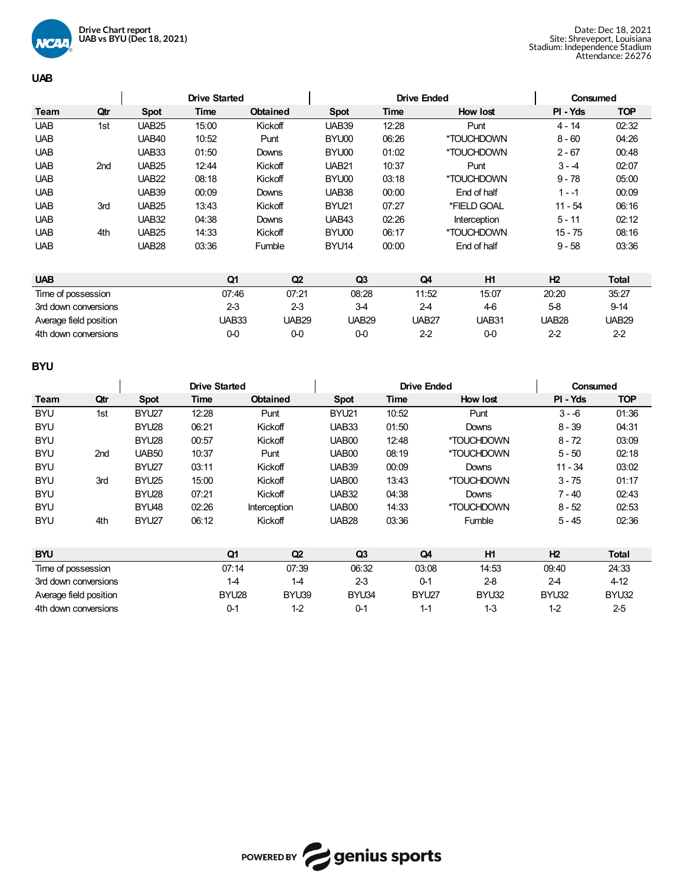**Drive Chart report**
**UAB vs BYU (Dec 18, 2021)**

Date: Dec 18, 2021
Site: Shreveport, Louisiana
Stadium: Independence Stadium
Attendance: 26276

## UAB

| | | Drive Started | | | Drive Ended | | | Consumed | |
|---|---|---|---|---|---|---|---|---|---|
| **Team** | **Qtr** | **Spot** | **Time** | **Obtained** | **Spot** | **Time** | **How lost** | **Pl - Yds** | **TOP** |
| UAB | 1st | UAB25 | 15:00 | Kickoff | UAB39 | 12:28 | Punt | 4 - 14 | 02:32 |
| UAB | | UAB40 | 10:52 | Punt | BYU00 | 06:26 | *TOUCHDOWN | 8 - 60 | 04:26 |
| UAB | | UAB33 | 01:50 | Downs | BYU00 | 01:02 | *TOUCHDOWN | 2 - 67 | 00:48 |
| UAB | 2nd | UAB25 | 12:44 | Kickoff | UAB21 | 10:37 | Punt | 3 - -4 | 02:07 |
| UAB | | UAB22 | 08:18 | Kickoff | BYU00 | 03:18 | *TOUCHDOWN | 9 - 78 | 05:00 |
| UAB | | UAB39 | 00:09 | Downs | UAB38 | 00:00 | End of half | 1 - -1 | 00:09 |
| UAB | 3rd | UAB25 | 13:43 | Kickoff | BYU21 | 07:27 | *FIELD GOAL | 11 - 54 | 06:16 |
| UAB | | UAB32 | 04:38 | Downs | UAB43 | 02:26 | Interception | 5 - 11 | 02:12 |
| UAB | 4th | UAB25 | 14:33 | Kickoff | BYU00 | 06:17 | *TOUCHDOWN | 15 - 75 | 08:16 |
| UAB | | UAB28 | 03:36 | Fumble | BYU14 | 00:00 | End of half | 9 - 58 | 03:36 |

| UAB | Q1 | Q2 | Q3 | Q4 | H1 | H2 | Total |
|---|---|---|---|---|---|---|---|
| Time of possession | 07:46 | 07:21 | 08:28 | 11:52 | 15:07 | 20:20 | 35:27 |
| 3rd down conversions | 2-3 | 2-3 | 3-4 | 2-4 | 4-6 | 5-8 | 9-14 |
| Average field position | UAB33 | UAB29 | UAB29 | UAB27 | UAB31 | UAB28 | UAB29 |
| 4th down conversions | 0-0 | 0-0 | 0-0 | 2-2 | 0-0 | 2-2 | 2-2 |

## BYU

| | | Drive Started | | | Drive Ended | | | Consumed | |
|---|---|---|---|---|---|---|---|---|---|
| **Team** | **Qtr** | **Spot** | **Time** | **Obtained** | **Spot** | **Time** | **How lost** | **Pl - Yds** | **TOP** |
| BYU | 1st | BYU27 | 12:28 | Punt | BYU21 | 10:52 | Punt | 3 - -6 | 01:36 |
| BYU | | BYU28 | 06:21 | Kickoff | UAB33 | 01:50 | Downs | 8 - 39 | 04:31 |
| BYU | | BYU28 | 00:57 | Kickoff | UAB00 | 12:48 | *TOUCHDOWN | 8 - 72 | 03:09 |
| BYU | 2nd | UAB50 | 10:37 | Punt | UAB00 | 08:19 | *TOUCHDOWN | 5 - 50 | 02:18 |
| BYU | | BYU27 | 03:11 | Kickoff | UAB39 | 00:09 | Downs | 11 - 34 | 03:02 |
| BYU | 3rd | BYU25 | 15:00 | Kickoff | UAB00 | 13:43 | *TOUCHDOWN | 3 - 75 | 01:17 |
| BYU | | BYU28 | 07:21 | Kickoff | UAB32 | 04:38 | Downs | 7 - 40 | 02:43 |
| BYU | | BYU48 | 02:26 | Interception | UAB00 | 14:33 | *TOUCHDOWN | 8 - 52 | 02:53 |
| BYU | 4th | BYU27 | 06:12 | Kickoff | UAB28 | 03:36 | Fumble | 5 - 45 | 02:36 |

| BYU | Q1 | Q2 | Q3 | Q4 | H1 | H2 | Total |
|---|---|---|---|---|---|---|---|
| Time of possession | 07:14 | 07:39 | 06:32 | 03:08 | 14:53 | 09:40 | 24:33 |
| 3rd down conversions | 1-4 | 1-4 | 2-3 | 0-1 | 2-8 | 2-4 | 4-12 |
| Average field position | BYU28 | BYU39 | BYU34 | BYU27 | BYU32 | BYU32 | BYU32 |
| 4th down conversions | 0-1 | 1-2 | 0-1 | 1-1 | 1-3 | 1-2 | 2-5 |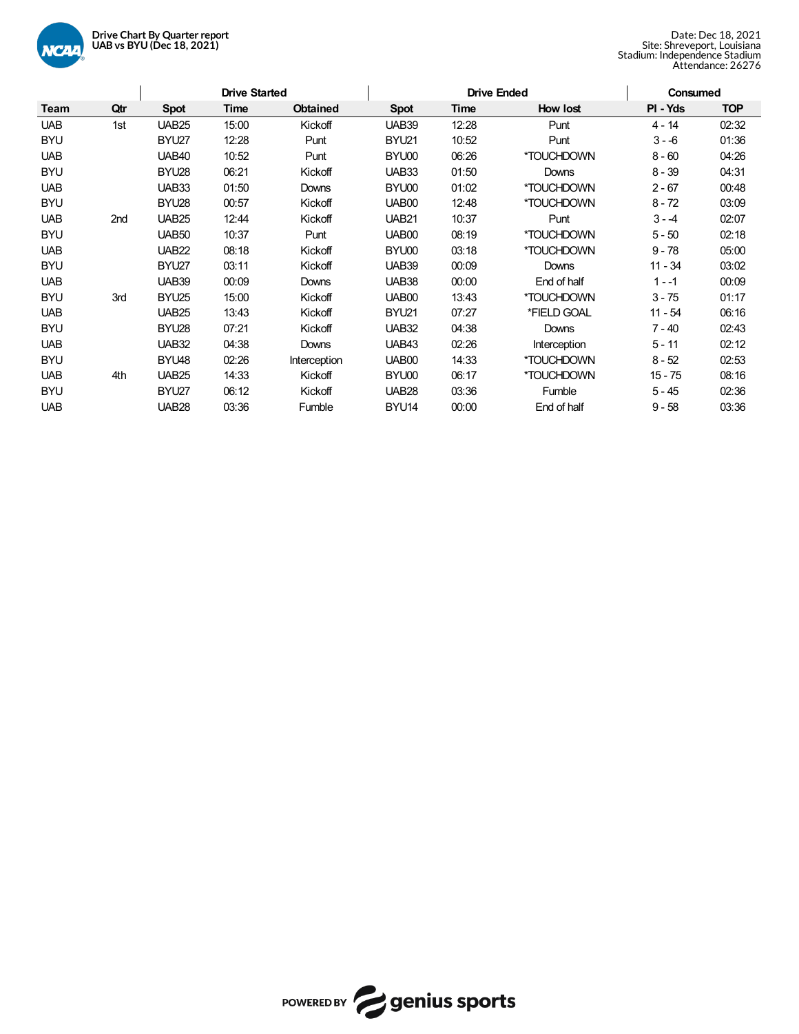**Drive Chart By Quarter report**
**UAB vs BYU (Dec 18, 2021)**

Date: Dec 18, 2021
Site: Shreveport, Louisiana
Stadium: Independence Stadium
Attendance: 26276

| | | Drive Started | | | Drive Ended | | | Consumed | |
|---|---|---|---|---|---|---|---|---|---|
| Team | Qtr | Spot | Time | Obtained | Spot | Time | How lost | Pl - Yds | TOP |
| UAB | 1st | UAB25 | 15:00 | Kickoff | UAB39 | 12:28 | Punt | 4 - 14 | 02:32 |
| BYU | | BYU27 | 12:28 | Punt | BYU21 | 10:52 | Punt | 3 - -6 | 01:36 |
| UAB | | UAB40 | 10:52 | Punt | BYU00 | 06:26 | *TOUCHDOWN | 8 - 60 | 04:26 |
| BYU | | BYU28 | 06:21 | Kickoff | UAB33 | 01:50 | Downs | 8 - 39 | 04:31 |
| UAB | | UAB33 | 01:50 | Downs | BYU00 | 01:02 | *TOUCHDOWN | 2 - 67 | 00:48 |
| BYU | | BYU28 | 00:57 | Kickoff | UAB00 | 12:48 | *TOUCHDOWN | 8 - 72 | 03:09 |
| UAB | 2nd | UAB25 | 12:44 | Kickoff | UAB21 | 10:37 | Punt | 3 - -4 | 02:07 |
| BYU | | UAB50 | 10:37 | Punt | UAB00 | 08:19 | *TOUCHDOWN | 5 - 50 | 02:18 |
| UAB | | UAB22 | 08:18 | Kickoff | BYU00 | 03:18 | *TOUCHDOWN | 9 - 78 | 05:00 |
| BYU | | BYU27 | 03:11 | Kickoff | UAB39 | 00:09 | Downs | 11 - 34 | 03:02 |
| UAB | | UAB39 | 00:09 | Downs | UAB38 | 00:00 | End of half | 1 - -1 | 00:09 |
| BYU | 3rd | BYU25 | 15:00 | Kickoff | UAB00 | 13:43 | *TOUCHDOWN | 3 - 75 | 01:17 |
| UAB | | UAB25 | 13:43 | Kickoff | BYU21 | 07:27 | *FIELD GOAL | 11 - 54 | 06:16 |
| BYU | | BYU28 | 07:21 | Kickoff | UAB32 | 04:38 | Downs | 7 - 40 | 02:43 |
| UAB | | UAB32 | 04:38 | Downs | UAB43 | 02:26 | Interception | 5 - 11 | 02:12 |
| BYU | | BYU48 | 02:26 | Interception | UAB00 | 14:33 | *TOUCHDOWN | 8 - 52 | 02:53 |
| UAB | 4th | UAB25 | 14:33 | Kickoff | BYU00 | 06:17 | *TOUCHDOWN | 15 - 75 | 08:16 |
| BYU | | BYU27 | 06:12 | Kickoff | UAB28 | 03:36 | Fumble | 5 - 45 | 02:36 |
| UAB | | UAB28 | 03:36 | Fumble | BYU14 | 00:00 | End of half | 9 - 58 | 03:36 |

POWERED BY genius sports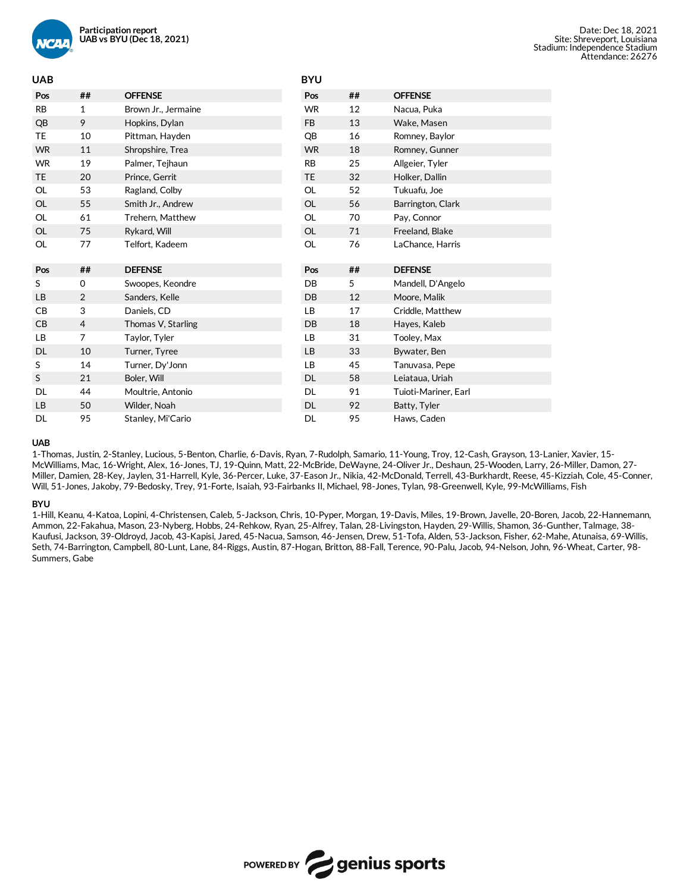**Participation report**
**UAB vs BYU (Dec 18, 2021)**

Date: Dec 18, 2021
Site: Shreveport, Louisiana
Stadium: Independence Stadium
Attendance: 26276

## UAB

| Pos | ## | OFFENSE |
|---|---|---|
| RB | 1 | Brown Jr., Jermaine |
| QB | 9 | Hopkins, Dylan |
| TE | 10 | Pittman, Hayden |
| WR | 11 | Shropshire, Trea |
| WR | 19 | Palmer, Tejhaun |
| TE | 20 | Prince, Gerrit |
| OL | 53 | Ragland, Colby |
| OL | 55 | Smith Jr., Andrew |
| OL | 61 | Trehern, Matthew |
| OL | 75 | Rykard, Will |
| OL | 77 | Telfort, Kadeem |

| Pos | ## | DEFENSE |
|---|---|---|
| S | 0 | Swoopes, Keondre |
| LB | 2 | Sanders, Kelle |
| CB | 3 | Daniels, CD |
| CB | 4 | Thomas V, Starling |
| LB | 7 | Taylor, Tyler |
| DL | 10 | Turner, Tyree |
| S | 14 | Turner, Dy'Jonn |
| S | 21 | Boler, Will |
| DL | 44 | Moultrie, Antonio |
| LB | 50 | Wilder, Noah |
| DL | 95 | Stanley, Mi'Cario |

## BYU

| Pos | ## | OFFENSE |
|---|---|---|
| WR | 12 | Nacua, Puka |
| FB | 13 | Wake, Masen |
| QB | 16 | Romney, Baylor |
| WR | 18 | Romney, Gunner |
| RB | 25 | Allgeier, Tyler |
| TE | 32 | Holker, Dallin |
| OL | 52 | Tukuafu, Joe |
| OL | 56 | Barrington, Clark |
| OL | 70 | Pay, Connor |
| OL | 71 | Freeland, Blake |
| OL | 76 | LaChance, Harris |

| Pos | ## | DEFENSE |
|---|---|---|
| DB | 5 | Mandell, D'Angelo |
| DB | 12 | Moore, Malik |
| LB | 17 | Criddle, Matthew |
| DB | 18 | Hayes, Kaleb |
| LB | 31 | Tooley, Max |
| LB | 33 | Bywater, Ben |
| LB | 45 | Tanuvasa, Pepe |
| DL | 58 | Leiataua, Uriah |
| DL | 91 | Tuioti-Mariner, Earl |
| DL | 92 | Batty, Tyler |
| DL | 95 | Haws, Caden |

**UAB**

1-Thomas, Justin, 2-Stanley, Lucious, 5-Benton, Charlie, 6-Davis, Ryan, 7-Rudolph, Samario, 11-Young, Troy, 12-Cash, Grayson, 13-Lanier, Xavier, 15-McWilliams, Mac, 16-Wright, Alex, 16-Jones, TJ, 19-Quinn, Matt, 22-McBride, DeWayne, 24-Oliver Jr., Deshaun, 25-Wooden, Larry, 26-Miller, Damon, 27-Miller, Damien, 28-Key, Jaylen, 31-Harrell, Kyle, 36-Percer, Luke, 37-Eason Jr., Nikia, 42-McDonald, Terrell, 43-Burkhardt, Reese, 45-Kizziah, Cole, 45-Conner, Will, 51-Jones, Jakoby, 79-Bedosky, Trey, 91-Forte, Isaiah, 93-Fairbanks II, Michael, 98-Jones, Tylan, 98-Greenwell, Kyle, 99-McWilliams, Fish

**BYU**

1-Hill, Keanu, 4-Katoa, Lopini, 4-Christensen, Caleb, 5-Jackson, Chris, 10-Pyper, Morgan, 19-Davis, Miles, 19-Brown, Javelle, 20-Boren, Jacob, 22-Hannemann, Ammon, 22-Fakahua, Mason, 23-Nyberg, Hobbs, 24-Rehkow, Ryan, 25-Alfrey, Talan, 28-Livingston, Hayden, 29-Willis, Shamon, 36-Gunther, Talmage, 38-Kaufusi, Jackson, 39-Oldroyd, Jacob, 43-Kapisi, Jared, 45-Nacua, Samson, 46-Jensen, Drew, 51-Tofa, Alden, 53-Jackson, Fisher, 62-Mahe, Atunaisa, 69-Willis, Seth, 74-Barrington, Campbell, 80-Lunt, Lane, 84-Riggs, Austin, 87-Hogan, Britton, 88-Fall, Terence, 90-Palu, Jacob, 94-Nelson, John, 96-Wheat, Carter, 98-Summers, Gabe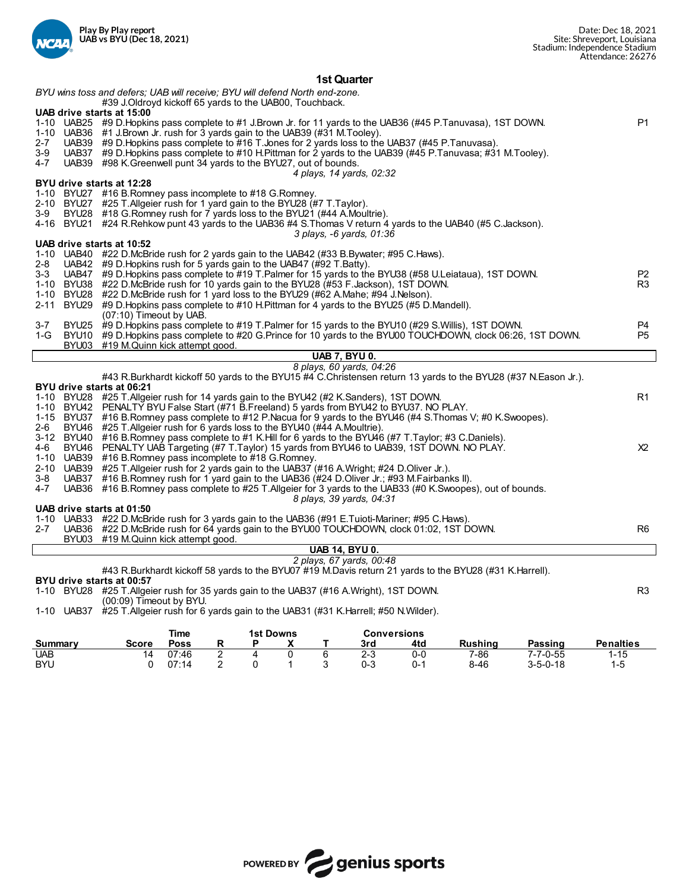Play By Play report
UAB vs BYU (Dec 18, 2021)

Date: Dec 18, 2021
Site: Shreveport, Louisiana
Stadium: Independence Stadium
Attendance: 26276

## 1st Quarter

*BYU wins toss and defers; UAB will receive; BYU will defend North end-zone.*
#39 J.Oldroyd kickoff 65 yards to the UAB00, Touchback.

**UAB drive starts at 15:00**

| Down | Spot | Play | |
|---|---|---|---|
| 1-10 | UAB25 | #9 D.Hopkins pass complete to #1 J.Brown Jr. for 11 yards to the UAB36 (#45 P.Tanuvasa), 1ST DOWN. | P1 |
| 1-10 | UAB36 | #1 J.Brown Jr. rush for 3 yards gain to the UAB39 (#31 M.Tooley). | |
| 2-7 | UAB39 | #9 D.Hopkins pass complete to #16 T.Jones for 2 yards loss to the UAB37 (#45 P.Tanuvasa). | |
| 3-9 | UAB37 | #9 D.Hopkins pass complete to #10 H.Pittman for 2 yards to the UAB39 (#45 P.Tanuvasa; #31 M.Tooley). | |
| 4-7 | UAB39 | #98 K.Greenwell punt 34 yards to the BYU27, out of bounds. | |

*4 plays, 14 yards, 02:32*

**BYU drive starts at 12:28**

| Down | Spot | Play | |
|---|---|---|---|
| 1-10 | BYU27 | #16 B.Romney pass incomplete to #18 G.Romney. | |
| 2-10 | BYU27 | #25 T.Allgeier rush for 1 yard gain to the BYU28 (#7 T.Taylor). | |
| 3-9 | BYU28 | #18 G.Romney rush for 7 yards loss to the BYU21 (#44 A.Moultrie). | |
| 4-16 | BYU21 | #24 R.Rehkow punt 43 yards to the UAB36 #4 S.Thomas V return 4 yards to the UAB40 (#5 C.Jackson). | |

*3 plays, -6 yards, 01:36*

**UAB drive starts at 10:52**

| Down | Spot | Play | |
|---|---|---|---|
| 1-10 | UAB40 | #22 D.McBride rush for 2 yards gain to the UAB42 (#33 B.Bywater; #95 C.Haws). | |
| 2-8 | UAB42 | #9 D.Hopkins rush for 5 yards gain to the UAB47 (#92 T.Batty). | |
| 3-3 | UAB47 | #9 D.Hopkins pass complete to #19 T.Palmer for 15 yards to the BYU38 (#58 U.Leiataua), 1ST DOWN. | P2 |
| 1-10 | BYU38 | #22 D.McBride rush for 10 yards gain to the BYU28 (#53 F.Jackson), 1ST DOWN. | R3 |
| 1-10 | BYU28 | #22 D.McBride rush for 1 yard loss to the BYU29 (#62 A.Mahe; #94 J.Nelson). | |
| 2-11 | BYU29 | #9 D.Hopkins pass complete to #10 H.Pittman for 4 yards to the BYU25 (#5 D.Mandell). (07:10) Timeout by UAB. | |
| 3-7 | BYU25 | #9 D.Hopkins pass complete to #19 T.Palmer for 15 yards to the BYU10 (#29 S.Willis), 1ST DOWN. | P4 |
| 1-G | BYU10 | #9 D.Hopkins pass complete to #20 G.Prince for 10 yards to the BYU00 TOUCHDOWN, clock 06:26, 1ST DOWN. | P5 |
| | BYU03 | #19 M.Quinn kick attempt good. | |

**UAB 7, BYU 0.**

*8 plays, 60 yards, 04:26*

#43 R.Burkhardt kickoff 50 yards to the BYU15 #4 C.Christensen return 13 yards to the BYU28 (#37 N.Eason Jr.).

**BYU drive starts at 06:21**

| Down | Spot | Play | |
|---|---|---|---|
| 1-10 | BYU28 | #25 T.Allgeier rush for 14 yards gain to the BYU42 (#2 K.Sanders), 1ST DOWN. | R1 |
| 1-10 | BYU42 | PENALTY BYU False Start (#71 B.Freeland) 5 yards from BYU42 to BYU37. NO PLAY. | |
| 1-15 | BYU37 | #16 B.Romney pass complete to #12 P.Nacua for 9 yards to the BYU46 (#4 S.Thomas V; #0 K.Swoopes). | |
| 2-6 | BYU46 | #25 T.Allgeier rush for 6 yards loss to the BYU40 (#44 A.Moultrie). | |
| 3-12 | BYU40 | #16 B.Romney pass complete to #1 K.Hill for 6 yards to the BYU46 (#7 T.Taylor; #3 C.Daniels). | |
| 4-6 | BYU46 | PENALTY UAB Targeting (#7 T.Taylor) 15 yards from BYU46 to UAB39, 1ST DOWN. NO PLAY. | X2 |
| 1-10 | UAB39 | #16 B.Romney pass incomplete to #18 G.Romney. | |
| 2-10 | UAB39 | #25 T.Allgeier rush for 2 yards gain to the UAB37 (#16 A.Wright; #24 D.Oliver Jr.). | |
| 3-8 | UAB37 | #16 B.Romney rush for 1 yard gain to the UAB36 (#24 D.Oliver Jr.; #93 M.Fairbanks II). | |
| 4-7 | UAB36 | #16 B.Romney pass complete to #25 T.Allgeier for 3 yards to the UAB33 (#0 K.Swoopes), out of bounds. | |

*8 plays, 39 yards, 04:31*

**UAB drive starts at 01:50**

| Down | Spot | Play | |
|---|---|---|---|
| 1-10 | UAB33 | #22 D.McBride rush for 3 yards gain to the UAB36 (#91 E.Tuioti-Mariner; #95 C.Haws). | |
| 2-7 | UAB36 | #22 D.McBride rush for 64 yards gain to the BYU00 TOUCHDOWN, clock 01:02, 1ST DOWN. | R6 |
| | BYU03 | #19 M.Quinn kick attempt good. | |

**UAB 14, BYU 0.**

*2 plays, 67 yards, 00:48*

#43 R.Burkhardt kickoff 58 yards to the BYU07 #19 M.Davis return 21 yards to the BYU28 (#31 K.Harrell).

**BYU drive starts at 00:57**

| Down | Spot | Play | |
|---|---|---|---|
| 1-10 | BYU28 | #25 T.Allgeier rush for 35 yards gain to the UAB37 (#16 A.Wright), 1ST DOWN. (00:09) Timeout by BYU. | R3 |
| 1-10 | UAB37 | #25 T.Allgeier rush for 6 yards gain to the UAB31 (#31 K.Harrell; #50 N.Wilder). | |

| Summary | Score | Time Poss | 1st Downs R | 1st Downs P | 1st Downs X | 1st Downs T | Conversions 3rd | Conversions 4td | Rushing | Passing | Penalties |
|---|---|---|---|---|---|---|---|---|---|---|---|
| UAB | 14 | 07:46 | 2 | 4 | 0 | 6 | 2-3 | 0-0 | 7-86 | 7-7-0-55 | 1-15 |
| BYU | 0 | 07:14 | 2 | 0 | 1 | 3 | 0-3 | 0-1 | 8-46 | 3-5-0-18 | 1-5 |

POWERED BY genius sports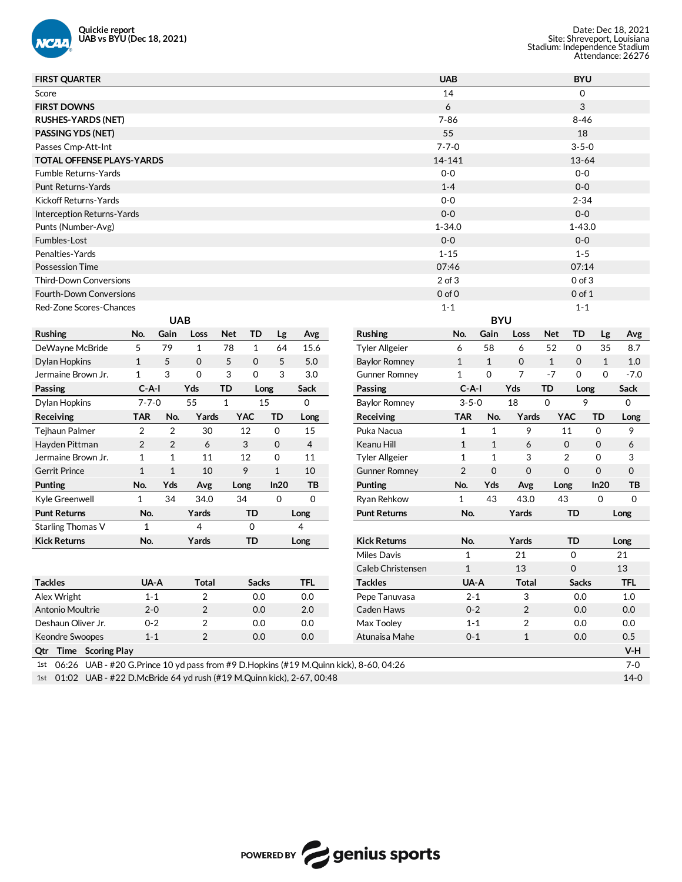**Quickie report**
**UAB vs BYU (Dec 18, 2021)**

Date: Dec 18, 2021
Site: Shreveport, Louisiana
Stadium: Independence Stadium
Attendance: 26276

| FIRST QUARTER | UAB | BYU |
|---|---|---|
| Score | 14 | 0 |
| **FIRST DOWNS** | 6 | 3 |
| **RUSHES-YARDS (NET)** | 7-86 | 8-46 |
| **PASSING YDS (NET)** | 55 | 18 |
| Passes Cmp-Att-Int | 7-7-0 | 3-5-0 |
| **TOTAL OFFENSE PLAYS-YARDS** | 14-141 | 13-64 |
| Fumble Returns-Yards | 0-0 | 0-0 |
| Punt Returns-Yards | 1-4 | 0-0 |
| Kickoff Returns-Yards | 0-0 | 2-34 |
| Interception Returns-Yards | 0-0 | 0-0 |
| Punts (Number-Avg) | 1-34.0 | 1-43.0 |
| Fumbles-Lost | 0-0 | 0-0 |
| Penalties-Yards | 1-15 | 1-5 |
| Possession Time | 07:46 | 07:14 |
| Third-Down Conversions | 2 of 3 | 0 of 3 |
| Fourth-Down Conversions | 0 of 0 | 0 of 1 |
| Red-Zone Scores-Chances | 1-1 | 1-1 |

## UAB

| Rushing | No. | Gain | Loss | Net | TD | Lg | Avg |
|---|---|---|---|---|---|---|---|
| DeWayne McBride | 5 | 79 | 1 | 78 | 1 | 64 | 15.6 |
| Dylan Hopkins | 1 | 5 | 0 | 5 | 0 | 5 | 5.0 |
| Jermaine Brown Jr. | 1 | 3 | 0 | 3 | 0 | 3 | 3.0 |

| Passing | C-A-I | Yds | TD | Long | Sack |
|---|---|---|---|---|---|
| Dylan Hopkins | 7-7-0 | 55 | 1 | 15 | 0 |

| Receiving | TAR | No. | Yards | YAC | TD | Long |
|---|---|---|---|---|---|---|
| Tejhaun Palmer | 2 | 2 | 30 | 12 | 0 | 15 |
| Hayden Pittman | 2 | 2 | 6 | 3 | 0 | 4 |
| Jermaine Brown Jr. | 1 | 1 | 11 | 12 | 0 | 11 |
| Gerrit Prince | 1 | 1 | 10 | 9 | 1 | 10 |

| Punting | No. | Yds | Avg | Long | In20 | TB |
|---|---|---|---|---|---|---|
| Kyle Greenwell | 1 | 34 | 34.0 | 34 | 0 | 0 |

| Punt Returns | No. | Yards | TD | Long |
|---|---|---|---|---|
| Starling Thomas V | 1 | 4 | 0 | 4 |

| Kick Returns | No. | Yards | TD | Long |
|---|---|---|---|---|

| Tackles | UA-A | Total | Sacks | TFL |
|---|---|---|---|---|
| Alex Wright | 1-1 | 2 | 0.0 | 0.0 |
| Antonio Moultrie | 2-0 | 2 | 0.0 | 2.0 |
| Deshaun Oliver Jr. | 0-2 | 2 | 0.0 | 0.0 |
| Keondre Swoopes | 1-1 | 2 | 0.0 | 0.0 |

## BYU

| Rushing | No. | Gain | Loss | Net | TD | Lg | Avg |
|---|---|---|---|---|---|---|---|
| Tyler Allgeier | 6 | 58 | 6 | 52 | 0 | 35 | 8.7 |
| Baylor Romney | 1 | 1 | 0 | 1 | 0 | 1 | 1.0 |
| Gunner Romney | 1 | 0 | 7 | -7 | 0 | 0 | -7.0 |

| Passing | C-A-I | Yds | TD | Long | Sack |
|---|---|---|---|---|---|
| Baylor Romney | 3-5-0 | 18 | 0 | 9 | 0 |

| Receiving | TAR | No. | Yards | YAC | TD | Long |
|---|---|---|---|---|---|---|
| Puka Nacua | 1 | 1 | 9 | 11 | 0 | 9 |
| Keanu Hill | 1 | 1 | 6 | 0 | 0 | 6 |
| Tyler Allgeier | 1 | 1 | 3 | 2 | 0 | 3 |
| Gunner Romney | 2 | 0 | 0 | 0 | 0 | 0 |

| Punting | No. | Yds | Avg | Long | In20 | TB |
|---|---|---|---|---|---|---|
| Ryan Rehkow | 1 | 43 | 43.0 | 43 | 0 | 0 |

| Punt Returns | No. | Yards | TD | Long |
|---|---|---|---|---|

| Kick Returns | No. | Yards | TD | Long |
|---|---|---|---|---|
| Miles Davis | 1 | 21 | 0 | 21 |
| Caleb Christensen | 1 | 13 | 0 | 13 |

| Tackles | UA-A | Total | Sacks | TFL |
|---|---|---|---|---|
| Pepe Tanuvasa | 2-1 | 3 | 0.0 | 1.0 |
| Caden Haws | 0-2 | 2 | 0.0 | 0.0 |
| Max Tooley | 1-1 | 2 | 0.0 | 0.0 |
| Atunaisa Mahe | 0-1 | 1 | 0.0 | 0.5 |

## Scoring Plays

| Qtr | Time | Scoring Play | V-H |
|---|---|---|---|
| 1st | 06:26 | UAB - #20 G.Prince 10 yd pass from #9 D.Hopkins (#19 M.Quinn kick), 8-60, 04:26 | 7-0 |
| 1st | 01:02 | UAB - #22 D.McBride 64 yd rush (#19 M.Quinn kick), 2-67, 00:48 | 14-0 |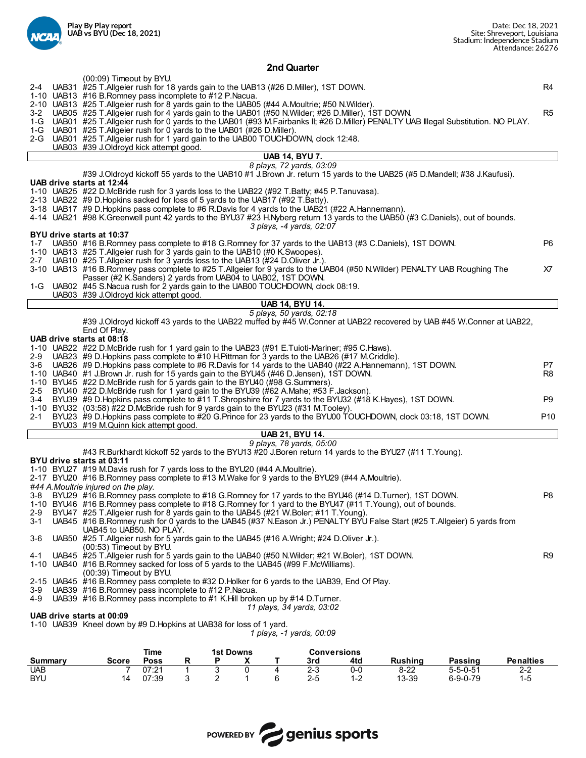Play By Play report
UAB vs BYU (Dec 18, 2021)

Date: Dec 18, 2021
Site: Shreveport, Louisiana
Stadium: Independence Stadium
Attendance: 26276

## 2nd Quarter

(00:09) Timeout by BYU.

| | | | |
|---|---|---|---|
| 2-4 | UAB31 | #25 T.Allgeier rush for 18 yards gain to the UAB13 (#26 D.Miller), 1ST DOWN. | R4 |
| 1-10 | UAB13 | #16 B.Romney pass incomplete to #12 P.Nacua. | |
| 2-10 | UAB13 | #25 T.Allgeier rush for 8 yards gain to the UAB05 (#44 A.Moultrie; #50 N.Wilder). | |
| 3-2 | UAB05 | #25 T.Allgeier rush for 4 yards gain to the UAB01 (#50 N.Wilder; #26 D.Miller), 1ST DOWN. | R5 |
| 1-G | UAB01 | #25 T.Allgeier rush for 0 yards to the UAB01 (#93 M.Fairbanks II; #26 D.Miller) PENALTY UAB Illegal Substitution. NO PLAY. | |
| 1-G | UAB01 | #25 T.Allgeier rush for 0 yards to the UAB01 (#26 D.Miller). | |
| 2-G | UAB01 | #25 T.Allgeier rush for 1 yard gain to the UAB00 TOUCHDOWN, clock 12:48. | |
| | UAB03 | #39 J.Oldroyd kick attempt good. | |

**UAB 14, BYU 7.**

*8 plays, 72 yards, 03:09*

#39 J.Oldroyd kickoff 55 yards to the UAB10 #1 J.Brown Jr. return 15 yards to the UAB25 (#5 D.Mandell; #38 J.Kaufusi).

**UAB drive starts at 12:44**

| | | | |
|---|---|---|---|
| 1-10 | UAB25 | #22 D.McBride rush for 3 yards loss to the UAB22 (#92 T.Batty; #45 P.Tanuvasa). | |
| 2-13 | UAB22 | #9 D.Hopkins sacked for loss of 5 yards to the UAB17 (#92 T.Batty). | |
| 3-18 | UAB17 | #9 D.Hopkins pass complete to #6 R.Davis for 4 yards to the UAB21 (#22 A.Hannemann). | |
| 4-14 | UAB21 | #98 K.Greenwell punt 42 yards to the BYU37 #23 H.Nyberg return 13 yards to the UAB50 (#3 C.Daniels), out of bounds. | |

*3 plays, -4 yards, 02:07*

**BYU drive starts at 10:37**

| | | | |
|---|---|---|---|
| 1-7 | UAB50 | #16 B.Romney pass complete to #18 G.Romney for 37 yards to the UAB13 (#3 C.Daniels), 1ST DOWN. | P6 |
| 1-10 | UAB13 | #25 T.Allgeier rush for 3 yards gain to the UAB10 (#0 K.Swoopes). | |
| 2-7 | UAB10 | #25 T.Allgeier rush for 3 yards loss to the UAB13 (#24 D.Oliver Jr.). | |
| 3-10 | UAB13 | #16 B.Romney pass complete to #25 T.Allgeier for 9 yards to the UAB04 (#50 N.Wilder) PENALTY UAB Roughing The Passer (#2 K.Sanders) 2 yards from UAB04 to UAB02, 1ST DOWN. | X7 |
| 1-G | UAB02 | #45 S.Nacua rush for 2 yards gain to the UAB00 TOUCHDOWN, clock 08:19. | |
| | UAB03 | #39 J.Oldroyd kick attempt good. | |

**UAB 14, BYU 14.**

*5 plays, 50 yards, 02:18*

#39 J.Oldroyd kickoff 43 yards to the UAB22 muffed by #45 W.Conner at UAB22 recovered by UAB #45 W.Conner at UAB22, End Of Play.

**UAB drive starts at 08:18**

| | | | |
|---|---|---|---|
| 1-10 | UAB22 | #22 D.McBride rush for 1 yard gain to the UAB23 (#91 E.Tuioti-Mariner; #95 C.Haws). | |
| 2-9 | UAB23 | #9 D.Hopkins pass complete to #10 H.Pittman for 3 yards to the UAB26 (#17 M.Criddle). | |
| 3-6 | UAB26 | #9 D.Hopkins pass complete to #6 R.Davis for 14 yards to the UAB40 (#22 A.Hannemann), 1ST DOWN. | P7 |
| 1-10 | UAB40 | #1 J.Brown Jr. rush for 15 yards gain to the BYU45 (#46 D.Jensen), 1ST DOWN. | R8 |
| 1-10 | BYU45 | #22 D.McBride rush for 5 yards gain to the BYU40 (#98 G.Summers). | |
| 2-5 | BYU40 | #22 D.McBride rush for 1 yard gain to the BYU39 (#62 A.Mahe; #53 F.Jackson). | |
| 3-4 | BYU39 | #9 D.Hopkins pass complete to #11 T.Shropshire for 7 yards to the BYU32 (#18 K.Hayes), 1ST DOWN. | P9 |
| 1-10 | BYU32 | (03:58) #22 D.McBride rush for 9 yards gain to the BYU23 (#31 M.Tooley). | |
| 2-1 | BYU23 | #9 D.Hopkins pass complete to #20 G.Prince for 23 yards to the BYU00 TOUCHDOWN, clock 03:18, 1ST DOWN. | P10 |
| | BYU03 | #19 M.Quinn kick attempt good. | |

**UAB 21, BYU 14.**

*9 plays, 78 yards, 05:00*

#43 R.Burkhardt kickoff 52 yards to the BYU13 #20 J.Boren return 14 yards to the BYU27 (#11 T.Young).

**BYU drive starts at 03:11**

| | | | |
|---|---|---|---|
| 1-10 | BYU27 | #19 M.Davis rush for 7 yards loss to the BYU20 (#44 A.Moultrie). | |
| 2-17 | BYU20 | #16 B.Romney pass complete to #13 M.Wake for 9 yards to the BYU29 (#44 A.Moultrie). | |
| | | *#44 A.Moultrie injured on the play.* | |
| 3-8 | BYU29 | #16 B.Romney pass complete to #18 G.Romney for 17 yards to the BYU46 (#14 D.Turner), 1ST DOWN. | P8 |
| 1-10 | BYU46 | #16 B.Romney pass complete to #18 G.Romney for 1 yard to the BYU47 (#11 T.Young), out of bounds. | |
| 2-9 | BYU47 | #25 T.Allgeier rush for 8 yards gain to the UAB45 (#21 W.Boler; #11 T.Young). | |
| 3-1 | UAB45 | #16 B.Romney rush for 0 yards to the UAB45 (#37 N.Eason Jr.) PENALTY BYU False Start (#25 T.Allgeier) 5 yards from UAB45 to UAB50. NO PLAY. | |
| 3-6 | UAB50 | #25 T.Allgeier rush for 5 yards gain to the UAB45 (#16 A.Wright; #24 D.Oliver Jr.). (00:53) Timeout by BYU. | |
| 4-1 | UAB45 | #25 T.Allgeier rush for 5 yards gain to the UAB40 (#50 N.Wilder; #21 W.Boler), 1ST DOWN. | R9 |
| 1-10 | UAB40 | #16 B.Romney sacked for loss of 5 yards to the UAB45 (#99 F.McWilliams). (00:39) Timeout by BYU. | |
| 2-15 | UAB45 | #16 B.Romney pass complete to #32 D.Holker for 6 yards to the UAB39, End Of Play. | |
| 3-9 | UAB39 | #16 B.Romney pass incomplete to #12 P.Nacua. | |
| 4-9 | UAB39 | #16 B.Romney pass incomplete to #1 K.Hill broken up by #14 D.Turner. | |

*11 plays, 34 yards, 03:02*

**UAB drive starts at 00:09**

| | | | |
|---|---|---|---|
| 1-10 | UAB39 | Kneel down by #9 D.Hopkins at UAB38 for loss of 1 yard. | |

*1 plays, -1 yards, 00:09*

| Summary | Score | Time Poss | 1st Downs R | 1st Downs P | 1st Downs X | 1st Downs T | Conversions 3rd | Conversions 4td | Rushing | Passing | Penalties |
|---|---|---|---|---|---|---|---|---|---|---|---|
| UAB | 7 | 07:21 | 1 | 3 | 0 | 4 | 2-3 | 0-0 | 8-22 | 5-5-0-51 | 2-2 |
| BYU | 14 | 07:39 | 3 | 2 | 1 | 6 | 2-5 | 1-2 | 13-39 | 6-9-0-79 | 1-5 |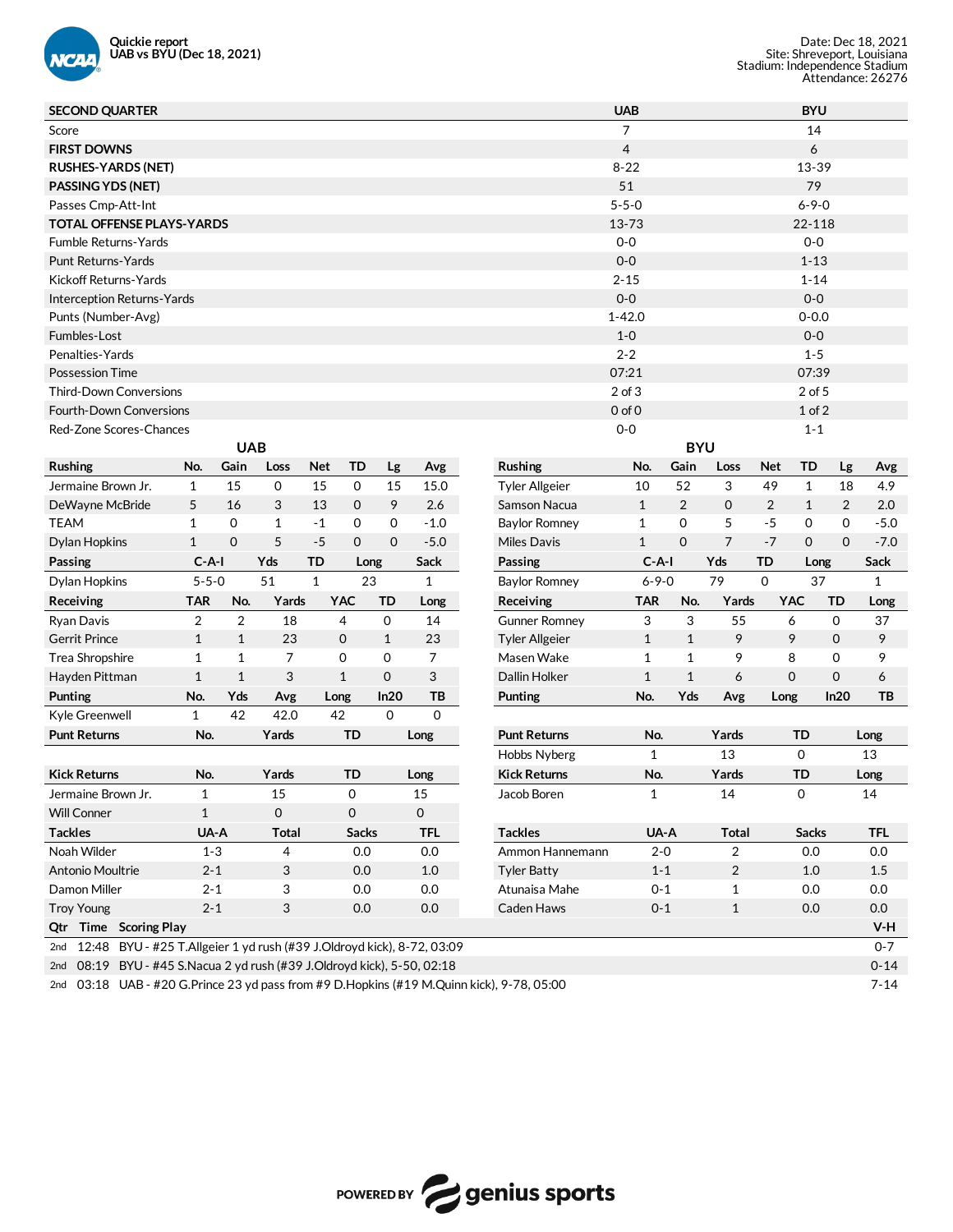Quickie report
UAB vs BYU (Dec 18, 2021)

Date: Dec 18, 2021
Site: Shreveport, Louisiana
Stadium: Independence Stadium
Attendance: 26276

| SECOND QUARTER | UAB | BYU |
|---|---|---|
| Score | 7 | 14 |
| **FIRST DOWNS** | 4 | 6 |
| **RUSHES-YARDS (NET)** | 8-22 | 13-39 |
| **PASSING YDS (NET)** | 51 | 79 |
| Passes Cmp-Att-Int | 5-5-0 | 6-9-0 |
| **TOTAL OFFENSE PLAYS-YARDS** | 13-73 | 22-118 |
| Fumble Returns-Yards | 0-0 | 0-0 |
| Punt Returns-Yards | 0-0 | 1-13 |
| Kickoff Returns-Yards | 2-15 | 1-14 |
| Interception Returns-Yards | 0-0 | 0-0 |
| Punts (Number-Avg) | 1-42.0 | 0-0.0 |
| Fumbles-Lost | 1-0 | 0-0 |
| Penalties-Yards | 2-2 | 1-5 |
| Possession Time | 07:21 | 07:39 |
| Third-Down Conversions | 2 of 3 | 2 of 5 |
| Fourth-Down Conversions | 0 of 0 | 1 of 2 |
| Red-Zone Scores-Chances | 0-0 | 1-1 |

## UAB

| Rushing | No. | Gain | Loss | Net | TD | Lg | Avg |
|---|---|---|---|---|---|---|---|
| Jermaine Brown Jr. | 1 | 15 | 0 | 15 | 0 | 15 | 15.0 |
| DeWayne McBride | 5 | 16 | 3 | 13 | 0 | 9 | 2.6 |
| TEAM | 1 | 0 | 1 | -1 | 0 | 0 | -1.0 |
| Dylan Hopkins | 1 | 0 | 5 | -5 | 0 | 0 | -5.0 |

| Passing | C-A-I | Yds | TD | Long | Sack |
|---|---|---|---|---|---|
| Dylan Hopkins | 5-5-0 | 51 | 1 | 23 | 1 |

| Receiving | TAR | No. | Yards | YAC | TD | Long |
|---|---|---|---|---|---|---|
| Ryan Davis | 2 | 2 | 18 | 4 | 0 | 14 |
| Gerrit Prince | 1 | 1 | 23 | 0 | 1 | 23 |
| Trea Shropshire | 1 | 1 | 7 | 0 | 0 | 7 |
| Hayden Pittman | 1 | 1 | 3 | 1 | 0 | 3 |

| Punting | No. | Yds | Avg | Long | In20 | TB |
|---|---|---|---|---|---|---|
| Kyle Greenwell | 1 | 42 | 42.0 | 42 | 0 | 0 |

| Punt Returns | No. | Yards | TD | Long |
|---|---|---|---|---|

| Kick Returns | No. | Yards | TD | Long |
|---|---|---|---|---|
| Jermaine Brown Jr. | 1 | 15 | 0 | 15 |
| Will Conner | 1 | 0 | 0 | 0 |

| Tackles | UA-A | Total | Sacks | TFL |
|---|---|---|---|---|
| Noah Wilder | 1-3 | 4 | 0.0 | 0.0 |
| Antonio Moultrie | 2-1 | 3 | 0.0 | 1.0 |
| Damon Miller | 2-1 | 3 | 0.0 | 0.0 |
| Troy Young | 2-1 | 3 | 0.0 | 0.0 |

## BYU

| Rushing | No. | Gain | Loss | Net | TD | Lg | Avg |
|---|---|---|---|---|---|---|---|
| Tyler Allgeier | 10 | 52 | 3 | 49 | 1 | 18 | 4.9 |
| Samson Nacua | 1 | 2 | 0 | 2 | 1 | 2 | 2.0 |
| Baylor Romney | 1 | 0 | 5 | -5 | 0 | 0 | -5.0 |
| Miles Davis | 1 | 0 | 7 | -7 | 0 | 0 | -7.0 |

| Passing | C-A-I | Yds | TD | Long | Sack |
|---|---|---|---|---|---|
| Baylor Romney | 6-9-0 | 79 | 0 | 37 | 1 |

| Receiving | TAR | No. | Yards | YAC | TD | Long |
|---|---|---|---|---|---|---|
| Gunner Romney | 3 | 3 | 55 | 6 | 0 | 37 |
| Tyler Allgeier | 1 | 1 | 9 | 9 | 0 | 9 |
| Masen Wake | 1 | 1 | 9 | 8 | 0 | 9 |
| Dallin Holker | 1 | 1 | 6 | 0 | 0 | 6 |

| Punting | No. | Yds | Avg | Long | In20 | TB |
|---|---|---|---|---|---|---|

| Punt Returns | No. | Yards | TD | Long |
|---|---|---|---|---|
| Hobbs Nyberg | 1 | 13 | 0 | 13 |

| Kick Returns | No. | Yards | TD | Long |
|---|---|---|---|---|
| Jacob Boren | 1 | 14 | 0 | 14 |

| Tackles | UA-A | Total | Sacks | TFL |
|---|---|---|---|---|
| Ammon Hannemann | 2-0 | 2 | 0.0 | 0.0 |
| Tyler Batty | 1-1 | 2 | 1.0 | 1.5 |
| Atunaisa Mahe | 0-1 | 1 | 0.0 | 0.0 |
| Caden Haws | 0-1 | 1 | 0.0 | 0.0 |

## Scoring

| Qtr | Time | Scoring Play | V-H |
|---|---|---|---|
| 2nd | 12:48 | BYU - #25 T.Allgeier 1 yd rush (#39 J.Oldroyd kick), 8-72, 03:09 | 0-7 |
| 2nd | 08:19 | BYU - #45 S.Nacua 2 yd rush (#39 J.Oldroyd kick), 5-50, 02:18 | 0-14 |
| 2nd | 03:18 | UAB - #20 G.Prince 23 yd pass from #9 D.Hopkins (#19 M.Quinn kick), 9-78, 05:00 | 7-14 |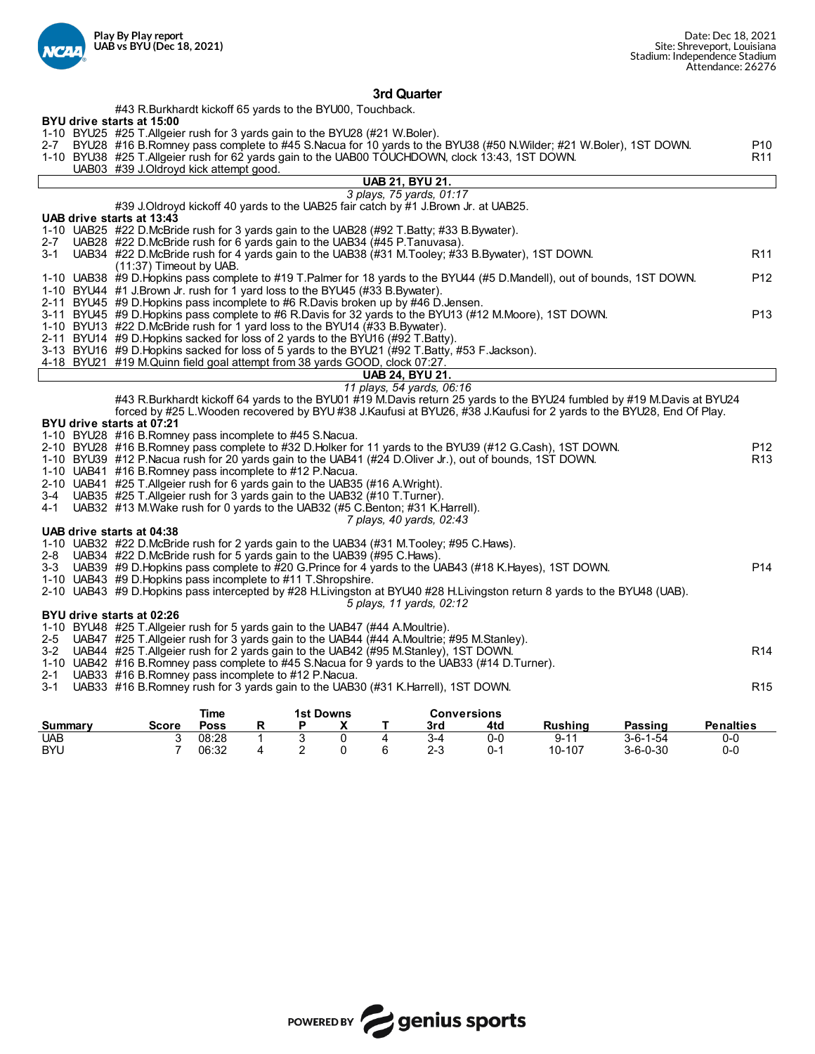## 3rd Quarter

#43 R.Burkhardt kickoff 65 yards to the BYU00, Touchback.

**BYU drive starts at 15:00**

| Down | Spot | Play | |
|---|---|---|---|
| 1-10 | BYU25 | #25 T.Allgeier rush for 3 yards gain to the BYU28 (#21 W.Boler). | |
| 2-7 | BYU28 | #16 B.Romney pass complete to #45 S.Nacua for 10 yards to the BYU38 (#50 N.Wilder; #21 W.Boler), 1ST DOWN. | P10 |
| 1-10 | BYU38 | #25 T.Allgeier rush for 62 yards gain to the UAB00 TOUCHDOWN, clock 13:43, 1ST DOWN. | R11 |
| | UAB03 | #39 J.Oldroyd kick attempt good. | |

**UAB 21, BYU 21.**

*3 plays, 75 yards, 01:17*

#39 J.Oldroyd kickoff 40 yards to the UAB25 fair catch by #1 J.Brown Jr. at UAB25.

**UAB drive starts at 13:43**

| Down | Spot | Play | |
|---|---|---|---|
| 1-10 | UAB25 | #22 D.McBride rush for 3 yards gain to the UAB28 (#92 T.Batty; #33 B.Bywater). | |
| 2-7 | UAB28 | #22 D.McBride rush for 6 yards gain to the UAB34 (#45 P.Tanuvasa). | |
| 3-1 | UAB34 | #22 D.McBride rush for 4 yards gain to the UAB38 (#31 M.Tooley; #33 B.Bywater), 1ST DOWN. | R11 |
| | | (11:37) Timeout by UAB. | |
| 1-10 | UAB38 | #9 D.Hopkins pass complete to #19 T.Palmer for 18 yards to the BYU44 (#5 D.Mandell), out of bounds, 1ST DOWN. | P12 |
| 1-10 | BYU44 | #1 J.Brown Jr. rush for 1 yard loss to the BYU45 (#33 B.Bywater). | |
| 2-11 | BYU45 | #9 D.Hopkins pass incomplete to #6 R.Davis broken up by #46 D.Jensen. | |
| 3-11 | BYU45 | #9 D.Hopkins pass complete to #6 R.Davis for 32 yards to the BYU13 (#12 M.Moore), 1ST DOWN. | P13 |
| 1-10 | BYU13 | #22 D.McBride rush for 1 yard loss to the BYU14 (#33 B.Bywater). | |
| 2-11 | BYU14 | #9 D.Hopkins sacked for loss of 2 yards to the BYU16 (#92 T.Batty). | |
| 3-13 | BYU16 | #9 D.Hopkins sacked for loss of 5 yards to the BYU21 (#92 T.Batty, #53 F.Jackson). | |
| 4-18 | BYU21 | #19 M.Quinn field goal attempt from 38 yards GOOD, clock 07:27. | |

**UAB 24, BYU 21.**

*11 plays, 54 yards, 06:16*

#43 R.Burkhardt kickoff 64 yards to the BYU01 #19 M.Davis return 25 yards to the BYU24 fumbled by #19 M.Davis at BYU24 forced by #25 L.Wooden recovered by BYU #38 J.Kaufusi at BYU26, #38 J.Kaufusi for 2 yards to the BYU28, End Of Play.

**BYU drive starts at 07:21**

| Down | Spot | Play | |
|---|---|---|---|
| 1-10 | BYU28 | #16 B.Romney pass incomplete to #45 S.Nacua. | |
| 2-10 | BYU28 | #16 B.Romney pass complete to #32 D.Holker for 11 yards to the BYU39 (#12 G.Cash), 1ST DOWN. | P12 |
| 1-10 | BYU39 | #12 P.Nacua rush for 20 yards gain to the UAB41 (#24 D.Oliver Jr.), out of bounds, 1ST DOWN. | R13 |
| 1-10 | UAB41 | #16 B.Romney pass incomplete to #12 P.Nacua. | |
| 2-10 | UAB41 | #25 T.Allgeier rush for 6 yards gain to the UAB35 (#16 A.Wright). | |
| 3-4 | UAB35 | #25 T.Allgeier rush for 3 yards gain to the UAB32 (#10 T.Turner). | |
| 4-1 | UAB32 | #13 M.Wake rush for 0 yards to the UAB32 (#5 C.Benton; #31 K.Harrell). | |

*7 plays, 40 yards, 02:43*

**UAB drive starts at 04:38**

| Down | Spot | Play | |
|---|---|---|---|
| 1-10 | UAB32 | #22 D.McBride rush for 2 yards gain to the UAB34 (#31 M.Tooley; #95 C.Haws). | |
| 2-8 | UAB34 | #22 D.McBride rush for 5 yards gain to the UAB39 (#95 C.Haws). | |
| 3-3 | UAB39 | #9 D.Hopkins pass complete to #20 G.Prince for 4 yards to the UAB43 (#18 K.Hayes), 1ST DOWN. | P14 |
| 1-10 | UAB43 | #9 D.Hopkins pass incomplete to #11 T.Shropshire. | |
| 2-10 | UAB43 | #9 D.Hopkins pass intercepted by #28 H.Livingston at BYU40 #28 H.Livingston return 8 yards to the BYU48 (UAB). | |

*5 plays, 11 yards, 02:12*

**BYU drive starts at 02:26**

| Down | Spot | Play | |
|---|---|---|---|
| 1-10 | BYU48 | #25 T.Allgeier rush for 5 yards gain to the UAB47 (#44 A.Moultrie). | |
| 2-5 | UAB47 | #25 T.Allgeier rush for 3 yards gain to the UAB44 (#44 A.Moultrie; #95 M.Stanley). | |
| 3-2 | UAB44 | #25 T.Allgeier rush for 2 yards gain to the UAB42 (#95 M.Stanley), 1ST DOWN. | R14 |
| 1-10 | UAB42 | #16 B.Romney pass complete to #45 S.Nacua for 9 yards to the UAB33 (#14 D.Turner). | |
| 2-1 | UAB33 | #16 B.Romney pass incomplete to #12 P.Nacua. | |
| 3-1 | UAB33 | #16 B.Romney rush for 3 yards gain to the UAB30 (#31 K.Harrell), 1ST DOWN. | R15 |

| Summary | Score | Time Poss | 1st Downs R | 1st Downs P | 1st Downs X | 1st Downs T | Conversions 3rd | Conversions 4td | Rushing | Passing | Penalties |
|---|---|---|---|---|---|---|---|---|---|---|---|
| UAB | 3 | 08:28 | 1 | 3 | 0 | 4 | 3-4 | 0-0 | 9-11 | 3-6-1-54 | 0-0 |
| BYU | 7 | 06:32 | 4 | 2 | 0 | 6 | 2-3 | 0-1 | 10-107 | 3-6-0-30 | 0-0 |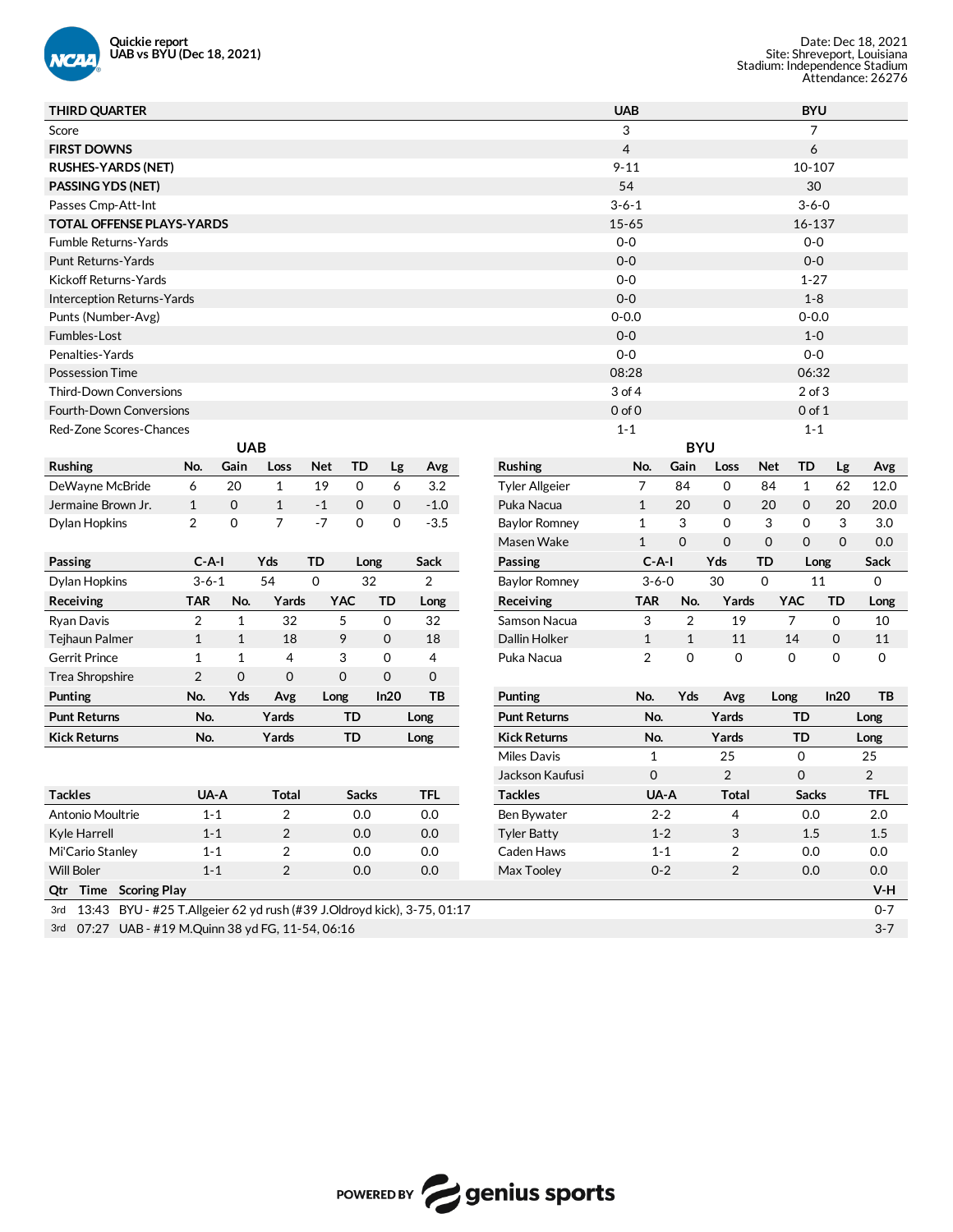**Quickie report**
**UAB vs BYU (Dec 18, 2021)**

Date: Dec 18, 2021
Site: Shreveport, Louisiana
Stadium: Independence Stadium
Attendance: 26276

| THIRD QUARTER | UAB | BYU |
|---|---|---|
| Score | 3 | 7 |
| **FIRST DOWNS** | 4 | 6 |
| **RUSHES-YARDS (NET)** | 9-11 | 10-107 |
| **PASSING YDS (NET)** | 54 | 30 |
| Passes Cmp-Att-Int | 3-6-1 | 3-6-0 |
| **TOTAL OFFENSE PLAYS-YARDS** | 15-65 | 16-137 |
| Fumble Returns-Yards | 0-0 | 0-0 |
| Punt Returns-Yards | 0-0 | 0-0 |
| Kickoff Returns-Yards | 0-0 | 1-27 |
| Interception Returns-Yards | 0-0 | 1-8 |
| Punts (Number-Avg) | 0-0.0 | 0-0.0 |
| Fumbles-Lost | 0-0 | 1-0 |
| Penalties-Yards | 0-0 | 0-0 |
| Possession Time | 08:28 | 06:32 |
| Third-Down Conversions | 3 of 4 | 2 of 3 |
| Fourth-Down Conversions | 0 of 0 | 0 of 1 |
| Red-Zone Scores-Chances | 1-1 | 1-1 |

## UAB

| Rushing | No. | Gain | Loss | Net | TD | Lg | Avg |
|---|---|---|---|---|---|---|---|
| DeWayne McBride | 6 | 20 | 1 | 19 | 0 | 6 | 3.2 |
| Jermaine Brown Jr. | 1 | 0 | 1 | -1 | 0 | 0 | -1.0 |
| Dylan Hopkins | 2 | 0 | 7 | -7 | 0 | 0 | -3.5 |

| Passing | C-A-I | Yds | TD | Long | Sack |
|---|---|---|---|---|---|
| Dylan Hopkins | 3-6-1 | 54 | 0 | 32 | 2 |

| Receiving | TAR | No. | Yards | YAC | TD | Long |
|---|---|---|---|---|---|---|
| Ryan Davis | 2 | 1 | 32 | 5 | 0 | 32 |
| Tejhaun Palmer | 1 | 1 | 18 | 9 | 0 | 18 |
| Gerrit Prince | 1 | 1 | 4 | 3 | 0 | 4 |
| Trea Shropshire | 2 | 0 | 0 | 0 | 0 | 0 |

| Punting | No. | Yds | Avg | Long | In20 | TB |
|---|---|---|---|---|---|---|

| Punt Returns | No. | Yards | TD | Long |
|---|---|---|---|---|

| Kick Returns | No. | Yards | TD | Long |
|---|---|---|---|---|

| Tackles | UA-A | Total | Sacks | TFL |
|---|---|---|---|---|
| Antonio Moultrie | 1-1 | 2 | 0.0 | 0.0 |
| Kyle Harrell | 1-1 | 2 | 0.0 | 0.0 |
| Mi'Cario Stanley | 1-1 | 2 | 0.0 | 0.0 |
| Will Boler | 1-1 | 2 | 0.0 | 0.0 |

## BYU

| Rushing | No. | Gain | Loss | Net | TD | Lg | Avg |
|---|---|---|---|---|---|---|---|
| Tyler Allgeier | 7 | 84 | 0 | 84 | 1 | 62 | 12.0 |
| Puka Nacua | 1 | 20 | 0 | 20 | 0 | 20 | 20.0 |
| Baylor Romney | 1 | 3 | 0 | 3 | 0 | 3 | 3.0 |
| Masen Wake | 1 | 0 | 0 | 0 | 0 | 0 | 0.0 |

| Passing | C-A-I | Yds | TD | Long | Sack |
|---|---|---|---|---|---|
| Baylor Romney | 3-6-0 | 30 | 0 | 11 | 0 |

| Receiving | TAR | No. | Yards | YAC | TD | Long |
|---|---|---|---|---|---|---|
| Samson Nacua | 3 | 2 | 19 | 7 | 0 | 10 |
| Dallin Holker | 1 | 1 | 11 | 14 | 0 | 11 |
| Puka Nacua | 2 | 0 | 0 | 0 | 0 | 0 |

| Punting | No. | Yds | Avg | Long | In20 | TB |
|---|---|---|---|---|---|---|

| Punt Returns | No. | Yards | TD | Long |
|---|---|---|---|---|

| Kick Returns | No. | Yards | TD | Long |
|---|---|---|---|---|
| Miles Davis | 1 | 25 | 0 | 25 |
| Jackson Kaufusi | 0 | 2 | 0 | 2 |

| Tackles | UA-A | Total | Sacks | TFL |
|---|---|---|---|---|
| Ben Bywater | 2-2 | 4 | 0.0 | 2.0 |
| Tyler Batty | 1-2 | 3 | 1.5 | 1.5 |
| Caden Haws | 1-1 | 2 | 0.0 | 0.0 |
| Max Tooley | 0-2 | 2 | 0.0 | 0.0 |

| Qtr | Time | Scoring Play | V-H |
|---|---|---|---|
| 3rd | 13:43 | BYU - #25 T.Allgeier 62 yd rush (#39 J.Oldroyd kick), 3-75, 01:17 | 0-7 |
| 3rd | 07:27 | UAB - #19 M.Quinn 38 yd FG, 11-54, 06:16 | 3-7 |

POWERED BY genius sports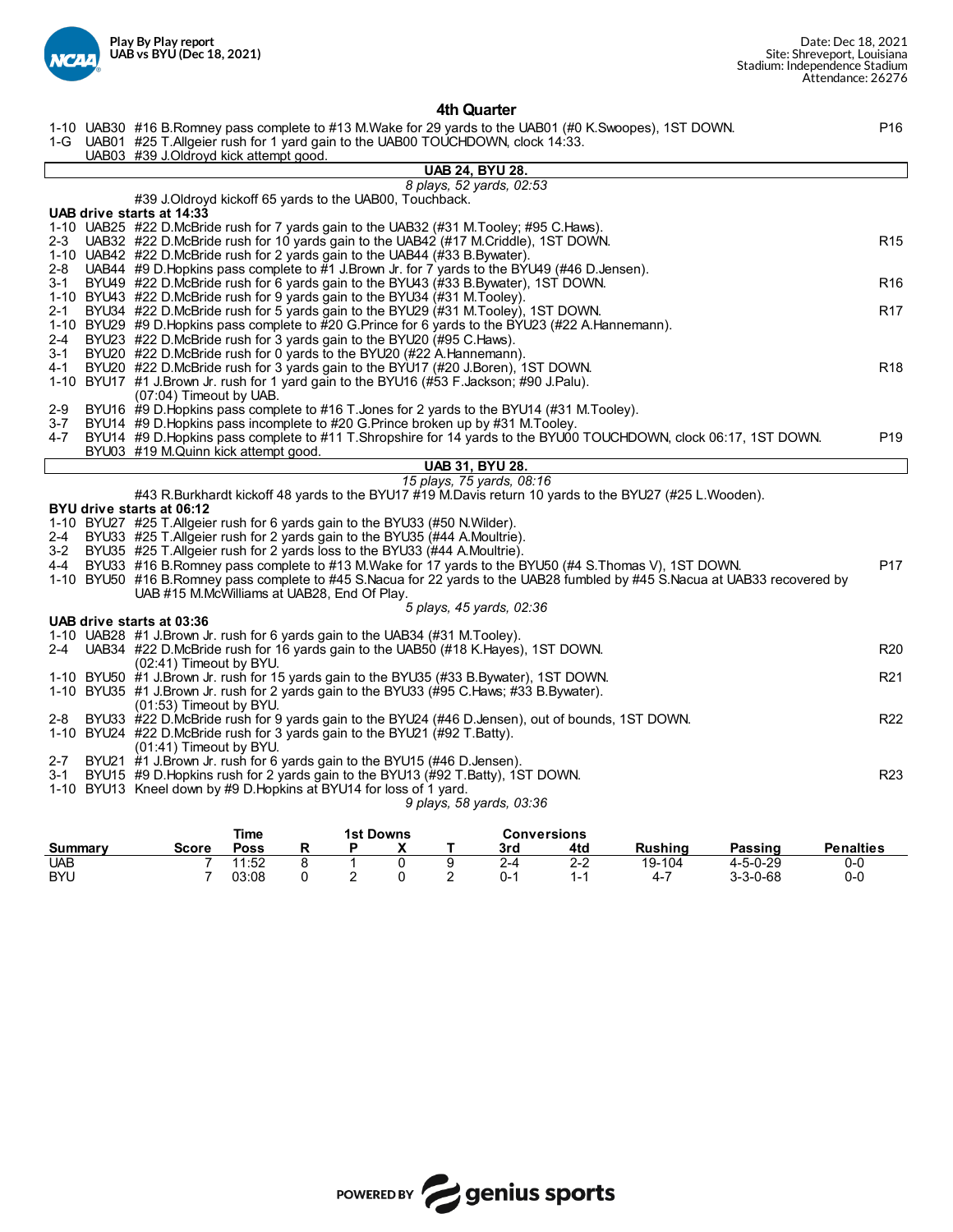**Play By Play report**
**UAB vs BYU (Dec 18, 2021)**

Date: Dec 18, 2021
Site: Shreveport, Louisiana
Stadium: Independence Stadium
Attendance: 26276

## 4th Quarter

| Down | Spot | Play | |
|---|---|---|---|
| 1-10 | UAB30 | #16 B.Romney pass complete to #13 M.Wake for 29 yards to the UAB01 (#0 K.Swoopes), 1ST DOWN. | P16 |
| 1-G | UAB01 | #25 T.Allgeier rush for 1 yard gain to the UAB00 TOUCHDOWN, clock 14:33. | |
| | UAB03 | #39 J.Oldroyd kick attempt good. | |

**UAB 24, BYU 28.**

*8 plays, 52 yards, 02:53*

#39 J.Oldroyd kickoff 65 yards to the UAB00, Touchback.

**UAB drive starts at 14:33**

| Down | Spot | Play | |
|---|---|---|---|
| 1-10 | UAB25 | #22 D.McBride rush for 7 yards gain to the UAB32 (#31 M.Tooley; #95 C.Haws). | |
| 2-3 | UAB32 | #22 D.McBride rush for 10 yards gain to the UAB42 (#17 M.Criddle), 1ST DOWN. | R15 |
| 1-10 | UAB42 | #22 D.McBride rush for 2 yards gain to the UAB44 (#33 B.Bywater). | |
| 2-8 | UAB44 | #9 D.Hopkins pass complete to #1 J.Brown Jr. for 7 yards to the BYU49 (#46 D.Jensen). | |
| 3-1 | BYU49 | #22 D.McBride rush for 6 yards gain to the BYU43 (#33 B.Bywater), 1ST DOWN. | R16 |
| 1-10 | BYU43 | #22 D.McBride rush for 9 yards gain to the BYU34 (#31 M.Tooley). | |
| 2-1 | BYU34 | #22 D.McBride rush for 5 yards gain to the BYU29 (#31 M.Tooley), 1ST DOWN. | R17 |
| 1-10 | BYU29 | #9 D.Hopkins pass complete to #20 G.Prince for 6 yards to the BYU23 (#22 A.Hannemann). | |
| 2-4 | BYU23 | #22 D.McBride rush for 3 yards gain to the BYU20 (#95 C.Haws). | |
| 3-1 | BYU20 | #22 D.McBride rush for 0 yards to the BYU20 (#22 A.Hannemann). | |
| 4-1 | BYU20 | #22 D.McBride rush for 3 yards gain to the BYU17 (#20 J.Boren), 1ST DOWN. | R18 |
| 1-10 | BYU17 | #1 J.Brown Jr. rush for 1 yard gain to the BYU16 (#53 F.Jackson; #90 J.Palu). (07:04) Timeout by UAB. | |
| 2-9 | BYU16 | #9 D.Hopkins pass complete to #16 T.Jones for 2 yards to the BYU14 (#31 M.Tooley). | |
| 3-7 | BYU14 | #9 D.Hopkins pass incomplete to #20 G.Prince broken up by #31 M.Tooley. | |
| 4-7 | BYU14 | #9 D.Hopkins pass complete to #11 T.Shropshire for 14 yards to the BYU00 TOUCHDOWN, clock 06:17, 1ST DOWN. | P19 |
| | BYU03 | #19 M.Quinn kick attempt good. | |

**UAB 31, BYU 28.**

*15 plays, 75 yards, 08:16*

#43 R.Burkhardt kickoff 48 yards to the BYU17 #19 M.Davis return 10 yards to the BYU27 (#25 L.Wooden).

**BYU drive starts at 06:12**

| Down | Spot | Play | |
|---|---|---|---|
| 1-10 | BYU27 | #25 T.Allgeier rush for 6 yards gain to the BYU33 (#50 N.Wilder). | |
| 2-4 | BYU33 | #25 T.Allgeier rush for 2 yards gain to the BYU35 (#44 A.Moultrie). | |
| 3-2 | BYU35 | #25 T.Allgeier rush for 2 yards loss to the BYU33 (#44 A.Moultrie). | |
| 4-4 | BYU33 | #16 B.Romney pass complete to #13 M.Wake for 17 yards to the BYU50 (#4 S.Thomas V), 1ST DOWN. | P17 |
| 1-10 | BYU50 | #16 B.Romney pass complete to #45 S.Nacua for 22 yards to the UAB28 fumbled by #45 S.Nacua at UAB33 recovered by UAB #15 M.McWilliams at UAB28, End Of Play. | |

*5 plays, 45 yards, 02:36*

**UAB drive starts at 03:36**

| Down | Spot | Play | |
|---|---|---|---|
| 1-10 | UAB28 | #1 J.Brown Jr. rush for 6 yards gain to the UAB34 (#31 M.Tooley). | |
| 2-4 | UAB34 | #22 D.McBride rush for 16 yards gain to the UAB50 (#18 K.Hayes), 1ST DOWN. (02:41) Timeout by BYU. | R20 |
| 1-10 | BYU50 | #1 J.Brown Jr. rush for 15 yards gain to the BYU35 (#33 B.Bywater), 1ST DOWN. | R21 |
| 1-10 | BYU35 | #1 J.Brown Jr. rush for 2 yards gain to the BYU33 (#95 C.Haws; #33 B.Bywater). (01:53) Timeout by BYU. | |
| 2-8 | BYU33 | #22 D.McBride rush for 9 yards gain to the BYU24 (#46 D.Jensen), out of bounds, 1ST DOWN. | R22 |
| 1-10 | BYU24 | #22 D.McBride rush for 3 yards gain to the BYU21 (#92 T.Batty). (01:41) Timeout by BYU. | |
| 2-7 | BYU21 | #1 J.Brown Jr. rush for 6 yards gain to the BYU15 (#46 D.Jensen). | |
| 3-1 | BYU15 | #9 D.Hopkins rush for 2 yards gain to the BYU13 (#92 T.Batty), 1ST DOWN. | R23 |
| 1-10 | BYU13 | Kneel down by #9 D.Hopkins at BYU14 for loss of 1 yard. | |

*9 plays, 58 yards, 03:36*

| Summary | Score | Time Poss | 1st Downs R | 1st Downs P | 1st Downs X | 1st Downs T | Conversions 3rd | Conversions 4td | Rushing | Passing | Penalties |
|---|---|---|---|---|---|---|---|---|---|---|---|
| UAB | 7 | 11:52 | 8 | 1 | 0 | 9 | 2-4 | 2-2 | 19-104 | 4-5-0-29 | 0-0 |
| BYU | 7 | 03:08 | 0 | 2 | 0 | 2 | 0-1 | 1-1 | 4-7 | 3-3-0-68 | 0-0 |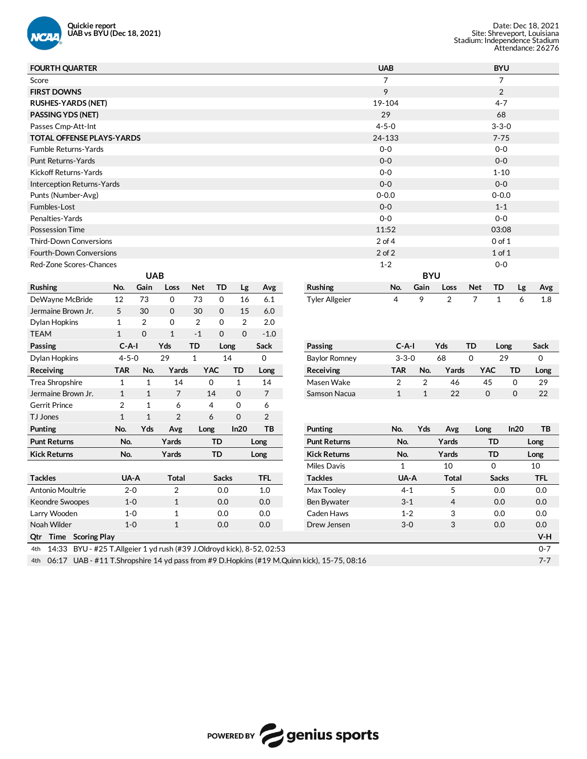Quickie report
UAB vs BYU (Dec 18, 2021)

Date: Dec 18, 2021
Site: Shreveport, Louisiana
Stadium: Independence Stadium
Attendance: 26276

| FOURTH QUARTER | UAB | BYU |
|---|---|---|
| Score | 7 | 7 |
| **FIRST DOWNS** | 9 | 2 |
| **RUSHES-YARDS (NET)** | 19-104 | 4-7 |
| **PASSING YDS (NET)** | 29 | 68 |
| Passes Cmp-Att-Int | 4-5-0 | 3-3-0 |
| **TOTAL OFFENSE PLAYS-YARDS** | 24-133 | 7-75 |
| Fumble Returns-Yards | 0-0 | 0-0 |
| Punt Returns-Yards | 0-0 | 0-0 |
| Kickoff Returns-Yards | 0-0 | 1-10 |
| Interception Returns-Yards | 0-0 | 0-0 |
| Punts (Number-Avg) | 0-0.0 | 0-0.0 |
| Fumbles-Lost | 0-0 | 1-1 |
| Penalties-Yards | 0-0 | 0-0 |
| Possession Time | 11:52 | 03:08 |
| Third-Down Conversions | 2 of 4 | 0 of 1 |
| Fourth-Down Conversions | 2 of 2 | 1 of 1 |
| Red-Zone Scores-Chances | 1-2 | 0-0 |

## UAB

| Rushing | No. | Gain | Loss | Net | TD | Lg | Avg |
|---|---|---|---|---|---|---|---|
| DeWayne McBride | 12 | 73 | 0 | 73 | 0 | 16 | 6.1 |
| Jermaine Brown Jr. | 5 | 30 | 0 | 30 | 0 | 15 | 6.0 |
| Dylan Hopkins | 1 | 2 | 0 | 2 | 0 | 2 | 2.0 |
| TEAM | 1 | 0 | 1 | -1 | 0 | 0 | -1.0 |

| Passing | C-A-I | Yds | TD | Long | Sack |
|---|---|---|---|---|---|
| Dylan Hopkins | 4-5-0 | 29 | 1 | 14 | 0 |

| Receiving | TAR | No. | Yards | YAC | TD | Long |
|---|---|---|---|---|---|---|
| Trea Shropshire | 1 | 1 | 14 | 0 | 1 | 14 |
| Jermaine Brown Jr. | 1 | 1 | 7 | 14 | 0 | 7 |
| Gerrit Prince | 2 | 1 | 6 | 4 | 0 | 6 |
| TJ Jones | 1 | 1 | 2 | 6 | 0 | 2 |

| Punting | No. | Yds | Avg | Long | In20 | TB |
|---|---|---|---|---|---|---|

| Punt Returns | No. | Yards | TD | Long |
|---|---|---|---|---|

| Kick Returns | No. | Yards | TD | Long |
|---|---|---|---|---|

| Tackles | UA-A | Total | Sacks | TFL |
|---|---|---|---|---|
| Antonio Moultrie | 2-0 | 2 | 0.0 | 1.0 |
| Keondre Swoopes | 1-0 | 1 | 0.0 | 0.0 |
| Larry Wooden | 1-0 | 1 | 0.0 | 0.0 |
| Noah Wilder | 1-0 | 1 | 0.0 | 0.0 |

## BYU

| Rushing | No. | Gain | Loss | Net | TD | Lg | Avg |
|---|---|---|---|---|---|---|---|
| Tyler Allgeier | 4 | 9 | 2 | 7 | 1 | 6 | 1.8 |

| Passing | C-A-I | Yds | TD | Long | Sack |
|---|---|---|---|---|---|
| Baylor Romney | 3-3-0 | 68 | 0 | 29 | 0 |

| Receiving | TAR | No. | Yards | YAC | TD | Long |
|---|---|---|---|---|---|---|
| Masen Wake | 2 | 2 | 46 | 45 | 0 | 29 |
| Samson Nacua | 1 | 1 | 22 | 0 | 0 | 22 |

| Punting | No. | Yds | Avg | Long | In20 | TB |
|---|---|---|---|---|---|---|

| Punt Returns | No. | Yards | TD | Long |
|---|---|---|---|---|

| Kick Returns | No. | Yards | TD | Long |
|---|---|---|---|---|
| Miles Davis | 1 | 10 | 0 | 10 |

| Tackles | UA-A | Total | Sacks | TFL |
|---|---|---|---|---|
| Max Tooley | 4-1 | 5 | 0.0 | 0.0 |
| Ben Bywater | 3-1 | 4 | 0.0 | 0.0 |
| Caden Haws | 1-2 | 3 | 0.0 | 0.0 |
| Drew Jensen | 3-0 | 3 | 0.0 | 0.0 |

| Qtr | Time | Scoring Play | V-H |
|---|---|---|---|
| 4th | 14:33 | BYU - #25 T.Allgeier 1 yd rush (#39 J.Oldroyd kick), 8-52, 02:53 | 0-7 |
| 4th | 06:17 | UAB - #11 T.Shropshire 14 yd pass from #9 D.Hopkins (#19 M.Quinn kick), 15-75, 08:16 | 7-7 |

POWERED BY genius sports